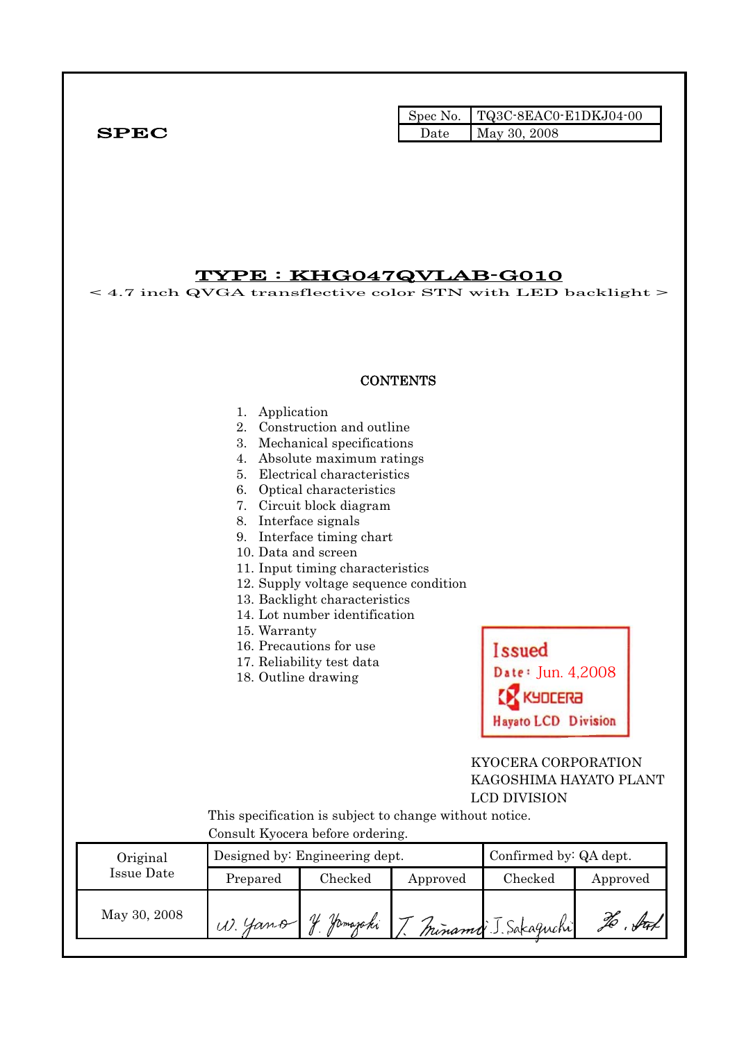**SPEC**

| Spec No. | TQ3C-8EAC0-E1DKJ04-00 |
|---|---|
| Date | May 30, 2008 |

# TYPE : KHG047QVLAB-G010

< 4.7 inch QVGA transflective color STN with LED backlight >

**CONTENTS**

1. Application
2. Construction and outline
3. Mechanical specifications
4. Absolute maximum ratings
5. Electrical characteristics
6. Optical characteristics
7. Circuit block diagram
8. Interface signals
9. Interface timing chart
10. Data and screen
11. Input timing characteristics
12. Supply voltage sequence condition
13. Backlight characteristics
14. Lot number identification
15. Warranty
16. Precautions for use
17. Reliability test data
18. Outline drawing

Issued
Date: Jun. 4,2008
KYOCERA
Hayato LCD Division

KYOCERA CORPORATION
KAGOSHIMA HAYATO PLANT
LCD DIVISION

This specification is subject to change without notice.
Consult Kyocera before ordering.

| Original Issue Date | Designed by: Engineering dept. | | | Confirmed by: QA dept. | |
|---|---|---|---|---|---|
| | Prepared | Checked | Approved | Checked | Approved |
| May 30, 2008 | W. Yano | Y. Yamazaki | T. Minami | J. Sakaguchi | H. Sat |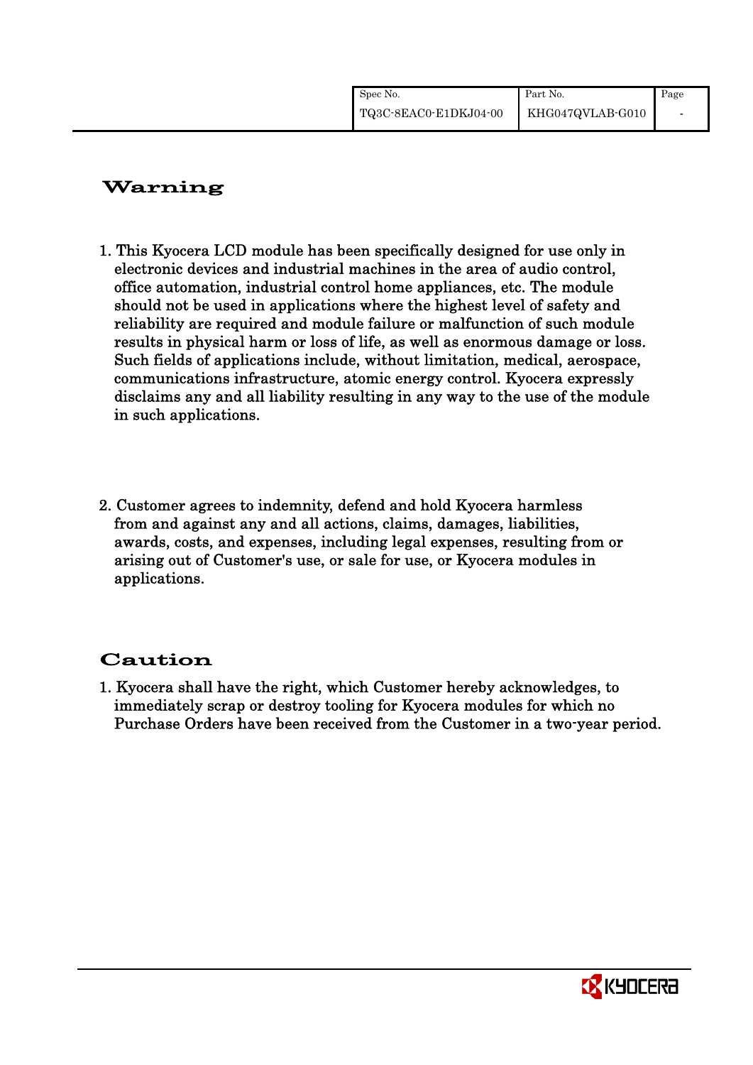# Warning

1. This Kyocera LCD module has been specifically designed for use only in electronic devices and industrial machines in the area of audio control, office automation, industrial control home appliances, etc. The module should not be used in applications where the highest level of safety and reliability are required and module failure or malfunction of such module results in physical harm or loss of life, as well as enormous damage or loss. Such fields of applications include, without limitation, medical, aerospace, communications infrastructure, atomic energy control. Kyocera expressly disclaims any and all liability resulting in any way to the use of the module in such applications.

2. Customer agrees to indemnity, defend and hold Kyocera harmless from and against any and all actions, claims, damages, liabilities, awards, costs, and expenses, including legal expenses, resulting from or arising out of Customer's use, or sale for use, or Kyocera modules in applications.

# Caution

1. Kyocera shall have the right, which Customer hereby acknowledges, to immediately scrap or destroy tooling for Kyocera modules for which no Purchase Orders have been received from the Customer in a two-year period.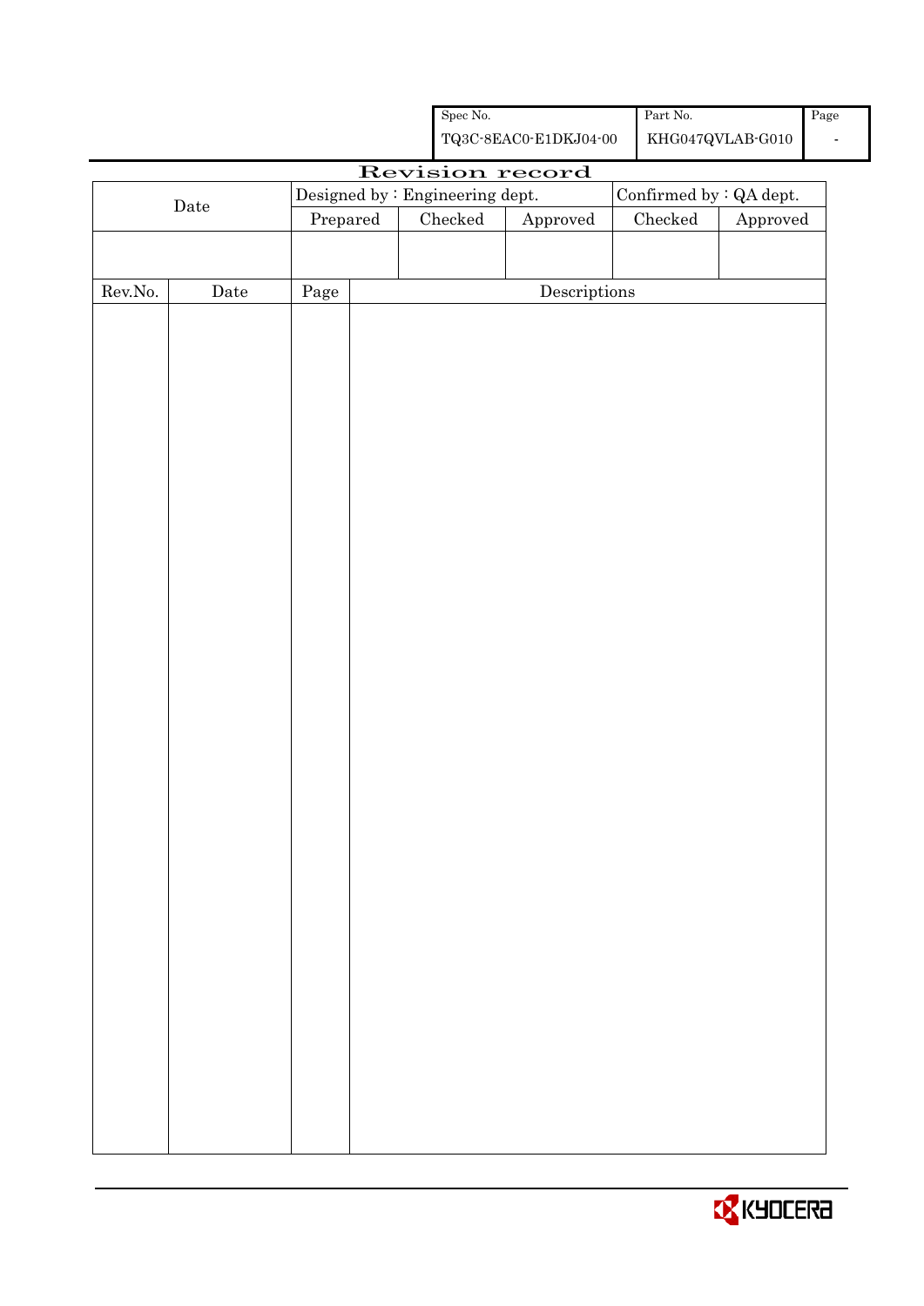# Revision record

| Date | Designed by : Engineering dept. | | | Confirmed by : QA dept. | |
|---|---|---|---|---|---|
| | Prepared | Checked | Approved | Checked | Approved |
| | | | | | |

| Rev.No. | Date | Page | Descriptions |
|---|---|---|---|
| | | | |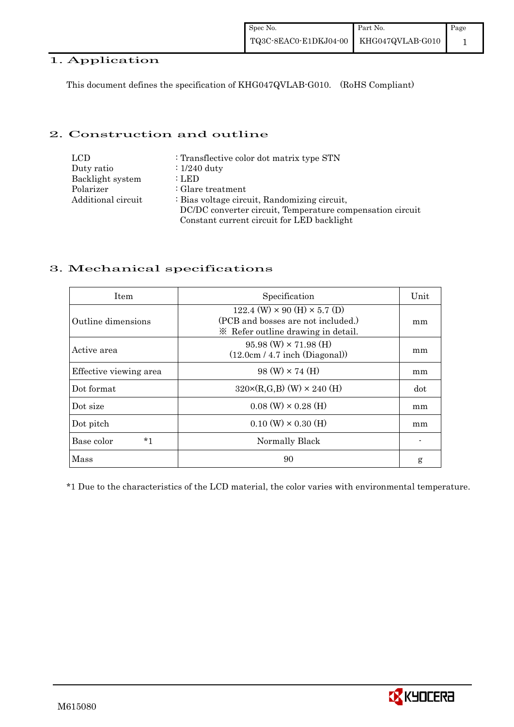## 1. Application

This document defines the specification of KHG047QVLAB-G010. (RoHS Compliant)

## 2. Construction and outline

| | |
|---|---|
| LCD | : Transflective color dot matrix type STN |
| Duty ratio | : 1/240 duty |
| Backlight system | : LED |
| Polarizer | : Glare treatment |
| Additional circuit | : Bias voltage circuit, Randomizing circuit, DC/DC converter circuit, Temperature compensation circuit Constant current circuit for LED backlight |

## 3. Mechanical specifications

| Item | Specification | Unit |
|---|---|---|
| Outline dimensions | 122.4 (W) × 90 (H) × 5.7 (D) (PCB and bosses are not included.) ※ Refer outline drawing in detail. | mm |
| Active area | 95.98 (W) × 71.98 (H) (12.0cm / 4.7 inch (Diagonal)) | mm |
| Effective viewing area | 98 (W) × 74 (H) | mm |
| Dot format | 320×(R,G,B) (W) × 240 (H) | dot |
| Dot size | 0.08 (W) × 0.28 (H) | mm |
| Dot pitch | 0.10 (W) × 0.30 (H) | mm |
| Base color *1 | Normally Black | - |
| Mass | 90 | g |

*1 Due to the characteristics of the LCD material, the color varies with environmental temperature.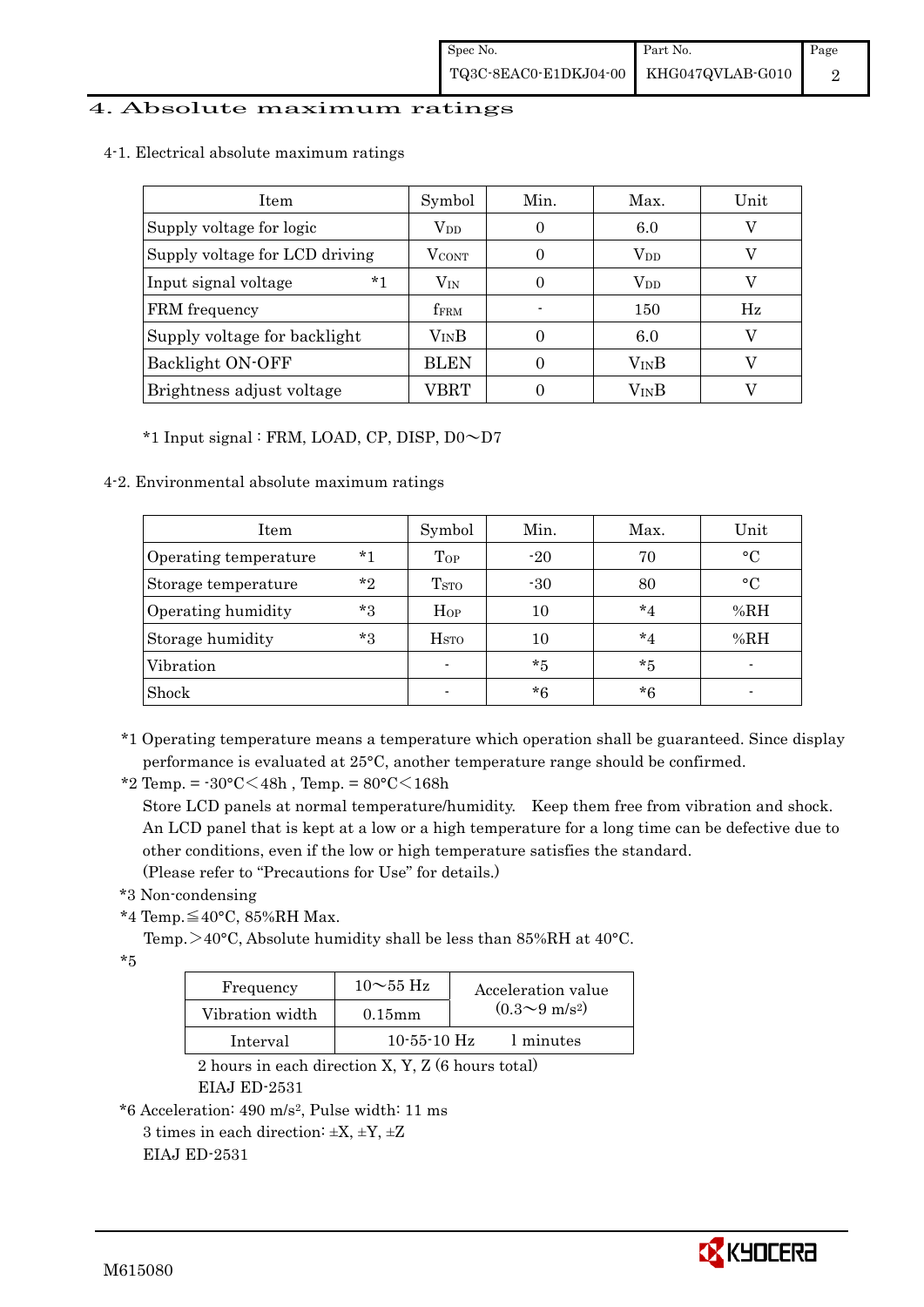# 4. Absolute maximum ratings

## 4-1. Electrical absolute maximum ratings

| Item | Symbol | Min. | Max. | Unit |
|---|---|---|---|---|
| Supply voltage for logic | $V_{DD}$ | 0 | 6.0 | V |
| Supply voltage for LCD driving | $V_{CONT}$ | 0 | $V_{DD}$ | V |
| Input signal voltage *1 | $V_{IN}$ | 0 | $V_{DD}$ | V |
| FRM frequency | $f_{FRM}$ | - | 150 | Hz |
| Supply voltage for backlight | $V_{IN}B$ | 0 | 6.0 | V |
| Backlight ON-OFF | BLEN | 0 | $V_{IN}B$ | V |
| Brightness adjust voltage | VBRT | 0 | $V_{IN}B$ | V |

*1 Input signal : FRM, LOAD, CP, DISP, D0～D7

## 4-2. Environmental absolute maximum ratings

| Item | Symbol | Min. | Max. | Unit |
|---|---|---|---|---|
| Operating temperature *1 | $T_{OP}$ | -20 | 70 | °C |
| Storage temperature *2 | $T_{STO}$ | -30 | 80 | °C |
| Operating humidity *3 | $H_{OP}$ | 10 | *4 | %RH |
| Storage humidity *3 | $H_{STO}$ | 10 | *4 | %RH |
| Vibration | - | *5 | *5 | - |
| Shock | - | *6 | *6 | - |

*1 Operating temperature means a temperature which operation shall be guaranteed. Since display performance is evaluated at 25°C, another temperature range should be confirmed.

*2 Temp. = -30°C＜48h , Temp. = 80°C＜168h
Store LCD panels at normal temperature/humidity. Keep them free from vibration and shock. An LCD panel that is kept at a low or a high temperature for a long time can be defective due to other conditions, even if the low or high temperature satisfies the standard.
(Please refer to "Precautions for Use" for details.)

*3 Non-condensing

*4 Temp.≦40°C, 85%RH Max.
Temp.＞40°C, Absolute humidity shall be less than 85%RH at 40°C.

*5

| Frequency | 10～55 Hz | Acceleration value ($0.3～9\ m/s^2$) |
|---|---|---|
| Vibration width | 0.15mm | |
| Interval | 10-55-10 Hz | 1 minutes |

2 hours in each direction X, Y, Z (6 hours total)
EIAJ ED-2531

*6 Acceleration: $490\ m/s^2$, Pulse width: 11 ms
3 times in each direction: ±X, ±Y, ±Z
EIAJ ED-2531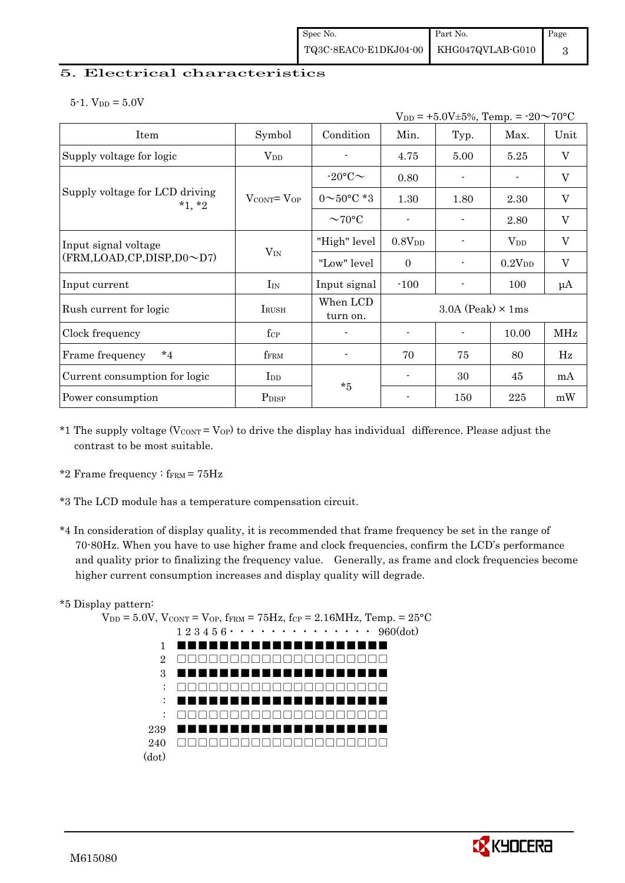## 5. Electrical characteristics

5-1. $V_{DD}$ = 5.0V

$V_{DD}$ = +5.0V±5%, Temp. = -20〜70°C

| Item | Symbol | Condition | Min. | Typ. | Max. | Unit |
|---|---|---|---|---|---|---|
| Supply voltage for logic | $V_{DD}$ | - | 4.75 | 5.00 | 5.25 | V |
| Supply voltage for LCD driving *1, *2 | $V_{CONT} = V_{OP}$ | -20°C〜 | 0.80 | - | - | V |
| | | 0〜50°C *3 | 1.30 | 1.80 | 2.30 | V |
| | | 〜70°C | - | - | 2.80 | V |
| Input signal voltage (FRM,LOAD,CP,DISP,D0〜D7) | $V_{IN}$ | "High" level | $0.8V_{DD}$ | - | $V_{DD}$ | V |
| | | "Low" level | 0 | - | $0.2V_{DD}$ | V |
| Input current | $I_{IN}$ | Input signal | -100 | - | 100 | μA |
| Rush current for logic | $I_{RUSH}$ | When LCD turn on. | 3.0A (Peak) × 1ms | | | |
| Clock frequency | $f_{CP}$ | - | - | - | 10.00 | MHz |
| Frame frequency *4 | $f_{FRM}$ | - | 70 | 75 | 80 | Hz |
| Current consumption for logic | $I_{DD}$ | *5 | - | 30 | 45 | mA |
| Power consumption | $P_{DISP}$ | | - | 150 | 225 | mW |

*1 The supply voltage ($V_{CONT} = V_{OP}$) to drive the display has individual difference. Please adjust the contrast to be most suitable.

*2 Frame frequency : $f_{FRM}$ = 75Hz

*3 The LCD module has a temperature compensation circuit.

*4 In consideration of display quality, it is recommended that frame frequency be set in the range of 70-80Hz. When you have to use higher frame and clock frequencies, confirm the LCD's performance and quality prior to finalizing the frequency value. Generally, as frame and clock frequencies become higher current consumption increases and display quality will degrade.

*5 Display pattern:

$V_{DD}$ = 5.0V, $V_{CONT} = V_{OP}$, $f_{FRM}$ = 75Hz, $f_{CP}$ = 2.16MHz, Temp. = 25°C

```
        1 2 3 4 5 6 · · · · · · · · · · · · · ·  960(dot)
  1     ■■■■■■■■■■■■■■■■■■■■
  2     □□□□□□□□□□□□□□□□□□□□
  3     ■■■■■■■■■■■■■■■■■■■■
  :     □□□□□□□□□□□□□□□□□□□□
  :     ■■■■■■■■■■■■■■■■■■■■
  :     □□□□□□□□□□□□□□□□□□□□
239     ■■■■■■■■■■■■■■■■■■■■
240     □□□□□□□□□□□□□□□□□□□□
(dot)
```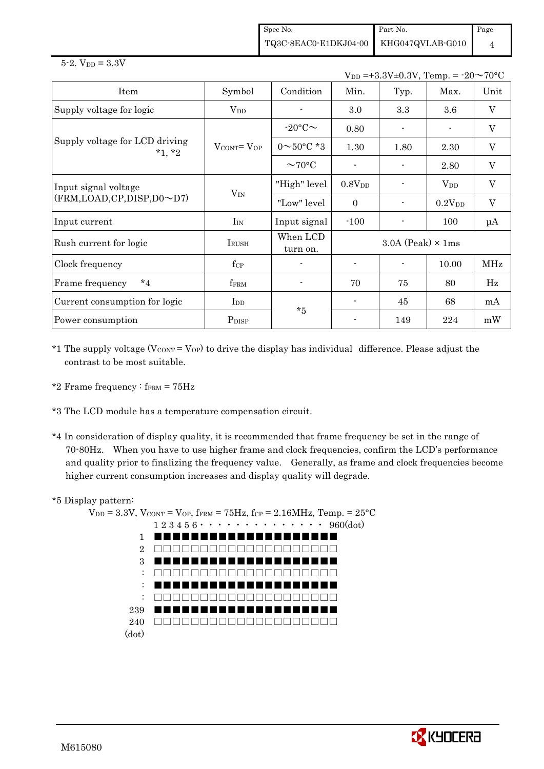5-2. $V_{DD}$ = 3.3V

$V_{DD}$ =+3.3V±0.3V, Temp. = -20～70°C

| Item | Symbol | Condition | Min. | Typ. | Max. | Unit |
|---|---|---|---|---|---|---|
| Supply voltage for logic | $V_{DD}$ | - | 3.0 | 3.3 | 3.6 | V |
| Supply voltage for LCD driving *1, *2 | $V_{CONT}$= $V_{OP}$ | -20°C～ | 0.80 | - | - | V |
| | | 0～50°C *3 | 1.30 | 1.80 | 2.30 | V |
| | | ～70°C | - | - | 2.80 | V |
| Input signal voltage (FRM,LOAD,CP,DISP,D0～D7) | $V_{IN}$ | "High" level | 0.8$V_{DD}$ | - | $V_{DD}$ | V |
| | | "Low" level | 0 | - | 0.2$V_{DD}$ | V |
| Input current | $I_{IN}$ | Input signal | -100 | - | 100 | μA |
| Rush current for logic | $I_{RUSH}$ | When LCD turn on. | 3.0A (Peak) × 1ms | | | |
| Clock frequency | $f_{CP}$ | - | - | - | 10.00 | MHz |
| Frame frequency *4 | $f_{FRM}$ | - | 70 | 75 | 80 | Hz |
| Current consumption for logic | $I_{DD}$ | *5 | - | 45 | 68 | mA |
| Power consumption | $P_{DISP}$ | | - | 149 | 224 | mW |

*1 The supply voltage ($V_{CONT}$ = $V_{OP}$) to drive the display has individual difference. Please adjust the contrast to be most suitable.

*2 Frame frequency : $f_{FRM}$ = 75Hz

*3 The LCD module has a temperature compensation circuit.

*4 In consideration of display quality, it is recommended that frame frequency be set in the range of 70-80Hz. When you have to use higher frame and clock frequencies, confirm the LCD's performance and quality prior to finalizing the frequency value. Generally, as frame and clock frequencies become higher current consumption increases and display quality will degrade.

*5 Display pattern:

$V_{DD}$ = 3.3V, $V_{CONT}$ = $V_{OP}$, $f_{FRM}$ = 75Hz, $f_{CP}$ = 2.16MHz, Temp. = 25°C

```
       1 2 3 4 5 6 · · · · · · · · · · · · · · 960(dot)
  1    ■■■■■■■■■■■■■■■■■■■■
  2    □□□□□□□□□□□□□□□□□□□□
  3    ■■■■■■■■■■■■■■■■■■■■
  :    □□□□□□□□□□□□□□□□□□□□
  :    ■■■■■■■■■■■■■■■■■■■■
  :    □□□□□□□□□□□□□□□□□□□□
239    ■■■■■■■■■■■■■■■■■■■■
240    □□□□□□□□□□□□□□□□□□□□
(dot)
```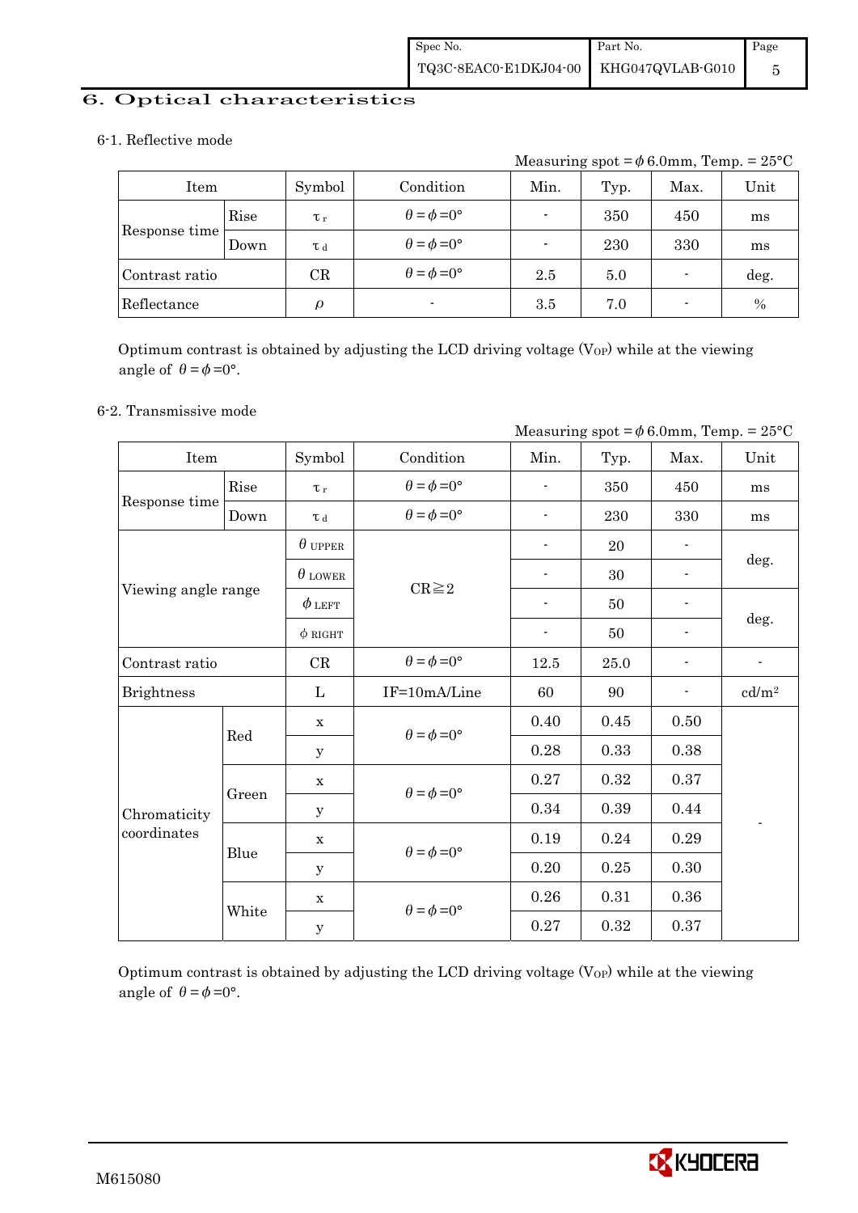## 6. Optical characteristics

### 6-1. Reflective mode

Measuring spot = $\phi$ 6.0mm, Temp. = 25°C

| Item | | Symbol | Condition | Min. | Typ. | Max. | Unit |
|---|---|---|---|---|---|---|---|
| Response time | Rise | $\tau_r$ | $\theta = \phi = 0°$ | - | 350 | 450 | ms |
| | Down | $\tau_d$ | $\theta = \phi = 0°$ | - | 230 | 330 | ms |
| Contrast ratio | | CR | $\theta = \phi = 0°$ | 2.5 | 5.0 | - | deg. |
| Reflectance | | $\rho$ | - | 3.5 | 7.0 | - | % |

Optimum contrast is obtained by adjusting the LCD driving voltage ($V_{OP}$) while at the viewing angle of $\theta = \phi = 0°$.

### 6-2. Transmissive mode

Measuring spot = $\phi$ 6.0mm, Temp. = 25°C

| Item | | Symbol | Condition | Min. | Typ. | Max. | Unit |
|---|---|---|---|---|---|---|---|
| Response time | Rise | $\tau_r$ | $\theta = \phi = 0°$ | - | 350 | 450 | ms |
| | Down | $\tau_d$ | $\theta = \phi = 0°$ | - | 230 | 330 | ms |
| Viewing angle range | | $\theta_{UPPER}$ | CR≧2 | - | 20 | - | deg. |
| | | $\theta_{LOWER}$ | | - | 30 | - | |
| | | $\phi_{LEFT}$ | | - | 50 | - | deg. |
| | | $\phi_{RIGHT}$ | | - | 50 | - | |
| Contrast ratio | | CR | $\theta = \phi = 0°$ | 12.5 | 25.0 | - | - |
| Brightness | | L | IF=10mA/Line | 60 | 90 | - | cd/m² |
| Chromaticity coordinates | Red | x | $\theta = \phi = 0°$ | 0.40 | 0.45 | 0.50 | - |
| | | y | | 0.28 | 0.33 | 0.38 | |
| | Green | x | $\theta = \phi = 0°$ | 0.27 | 0.32 | 0.37 | |
| | | y | | 0.34 | 0.39 | 0.44 | |
| | Blue | x | $\theta = \phi = 0°$ | 0.19 | 0.24 | 0.29 | |
| | | y | | 0.20 | 0.25 | 0.30 | |
| | White | x | $\theta = \phi = 0°$ | 0.26 | 0.31 | 0.36 | |
| | | y | | 0.27 | 0.32 | 0.37 | |

Optimum contrast is obtained by adjusting the LCD driving voltage ($V_{OP}$) while at the viewing angle of $\theta = \phi = 0°$.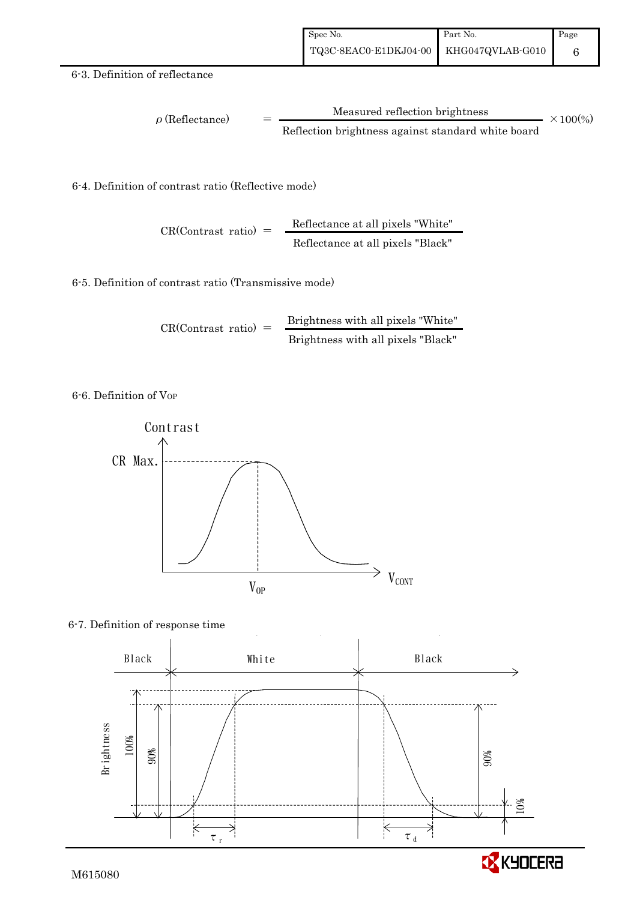### 6-3. Definition of reflectance

$$\rho \text{ (Reflectance)} = \frac{\text{Measured reflection brightness}}{\text{Reflection brightness against standard white board}} \times 100(\%)$$

### 6-4. Definition of contrast ratio (Reflective mode)

$$\text{CR(Contrast ratio)} = \frac{\text{Reflectance at all pixels "White"}}{\text{Reflectance at all pixels "Black"}}$$

### 6-5. Definition of contrast ratio (Transmissive mode)

$$\text{CR(Contrast ratio)} = \frac{\text{Brightness with all pixels "White"}}{\text{Brightness with all pixels "Black"}}$$

### 6-6. Definition of $V_{OP}$

Contrast

CR Max.

$V_{OP}$

$V_{CONT}$

### 6-7. Definition of response time

Black　White　Black

Brightness

100%　90%　90%　10%

$\tau_r$　$\tau_d$

M615080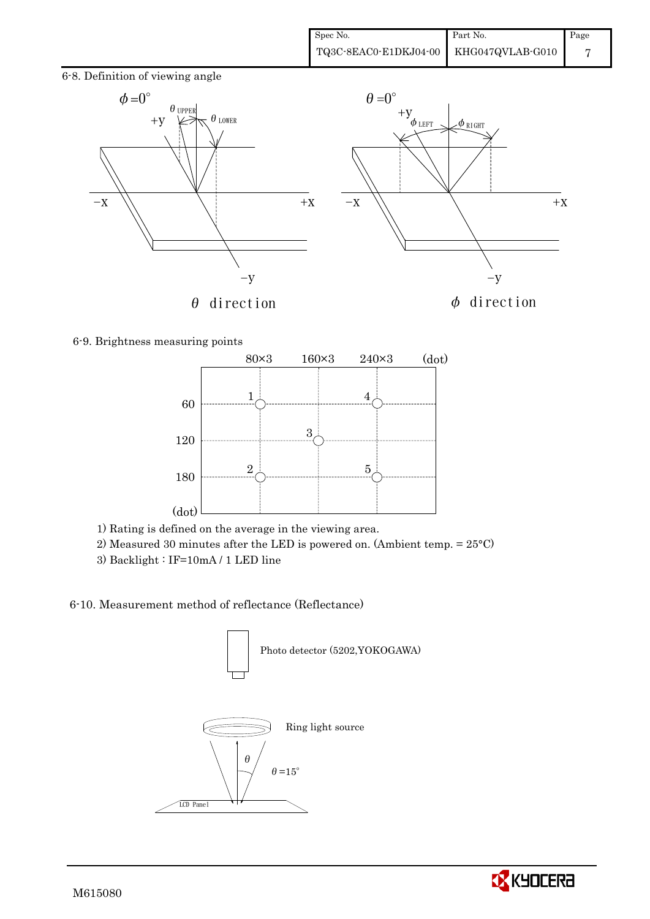## 6-8. Definition of viewing angle

$\phi = 0°$ — $\theta$ direction ($\theta_{UPPER}$, $\theta_{LOWER}$; +y, −y, −X, +X)

$\theta = 0°$ — $\phi$ direction ($\phi_{LEFT}$, $\phi_{RIGHT}$; +y, −y, −X, +X)

## 6-9. Brightness measuring points

| (dot) | 80×3 | 160×3 | 240×3 |
|---|---|---|---|
| 60 | 1 | | 4 |
| 120 | | 3 | |
| 180 | 2 | | 5 |

1) Rating is defined on the average in the viewing area.
2) Measured 30 minutes after the LED is powered on. (Ambient temp. = 25°C)
3) Backlight : IF=10mA / 1 LED line

## 6-10. Measurement method of reflectance (Reflectance)

Photo detector (5202,YOKOGAWA)

Ring light source

$\theta = 15°$

LCD Panel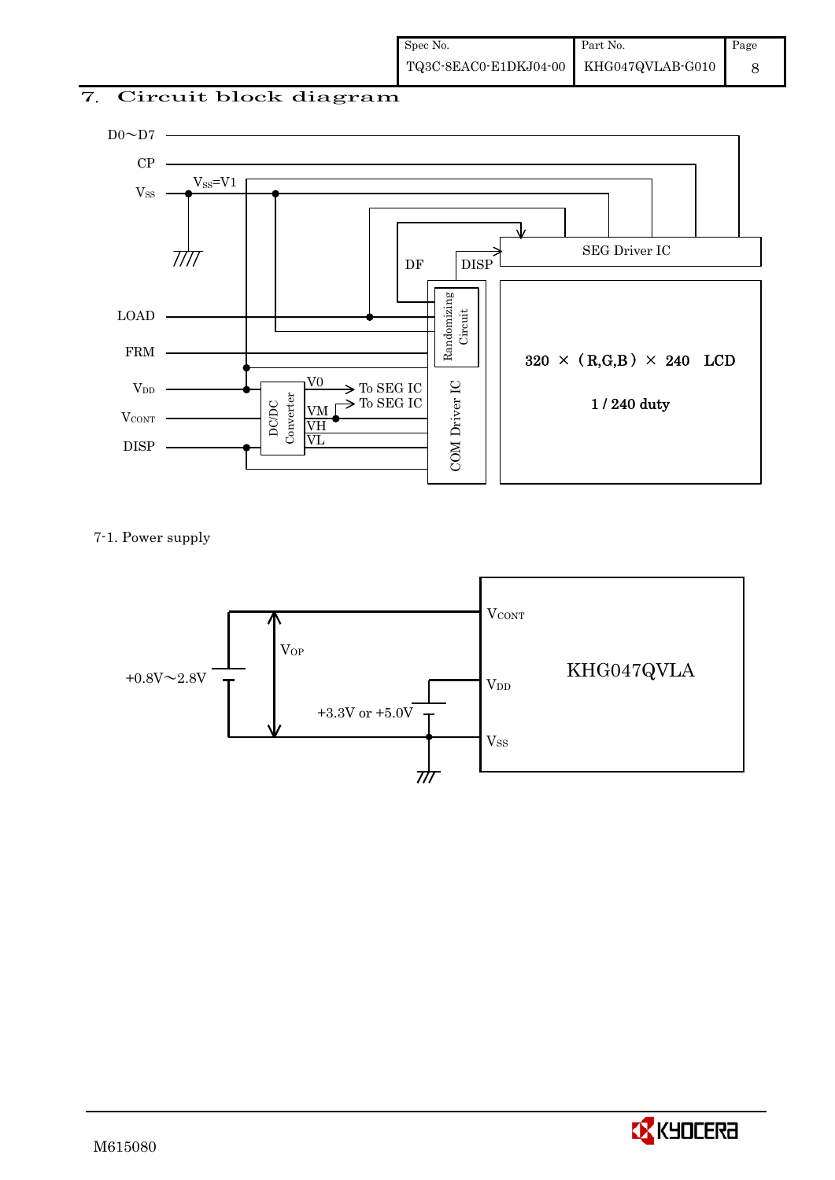## 7. Circuit block diagram

D0～D7

CP

$V_{SS}$ $V_{SS}$=V1

LOAD

FRM

$V_{DD}$

$V_{CONT}$

DISP

DF DISP

SEG Driver IC

Randomizing Circuit

COM Driver IC

DC/DC Converter

V0 → To SEG IC

VM → To SEG IC

VH

VL

320 × (R,G,B) × 240 LCD

1 / 240 duty

7-1. Power supply

+0.8V～2.8V

$V_{OP}$

+3.3V or +5.0V

$V_{CONT}$

$V_{DD}$

$V_{SS}$

KHG047QVLA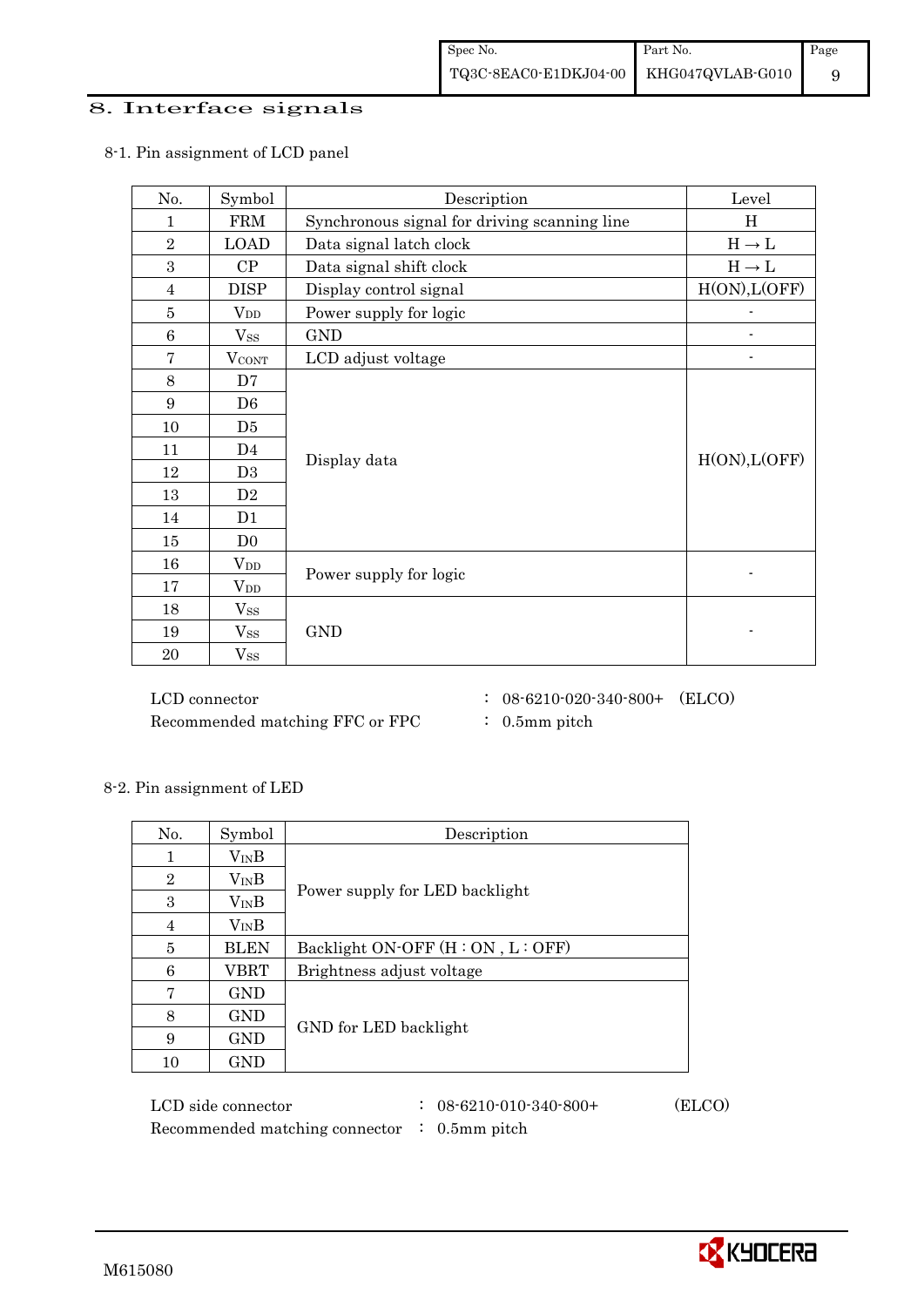# 8. Interface signals

## 8-1. Pin assignment of LCD panel

| No. | Symbol | Description | Level |
|---|---|---|---|
| 1 | FRM | Synchronous signal for driving scanning line | H |
| 2 | LOAD | Data signal latch clock | H → L |
| 3 | CP | Data signal shift clock | H → L |
| 4 | DISP | Display control signal | H(ON),L(OFF) |
| 5 | $V_{DD}$ | Power supply for logic | - |
| 6 | $V_{SS}$ | GND | - |
| 7 | $V_{CONT}$ | LCD adjust voltage | - |
| 8 | D7 | Display data | H(ON),L(OFF) |
| 9 | D6 | | |
| 10 | D5 | | |
| 11 | D4 | | |
| 12 | D3 | | |
| 13 | D2 | | |
| 14 | D1 | | |
| 15 | D0 | | |
| 16 | $V_{DD}$ | Power supply for logic | - |
| 17 | $V_{DD}$ | | |
| 18 | $V_{SS}$ | GND | - |
| 19 | $V_{SS}$ | | |
| 20 | $V_{SS}$ | | |

LCD connector : 08-6210-020-340-800+ (ELCO)
Recommended matching FFC or FPC : 0.5mm pitch

## 8-2. Pin assignment of LED

| No. | Symbol | Description |
|---|---|---|
| 1 | $V_{IN}$B | Power supply for LED backlight |
| 2 | $V_{IN}$B | |
| 3 | $V_{IN}$B | |
| 4 | $V_{IN}$B | |
| 5 | BLEN | Backlight ON-OFF (H : ON , L : OFF) |
| 6 | VBRT | Brightness adjust voltage |
| 7 | GND | GND for LED backlight |
| 8 | GND | |
| 9 | GND | |
| 10 | GND | |

LCD side connector : 08-6210-010-340-800+ (ELCO)
Recommended matching connector : 0.5mm pitch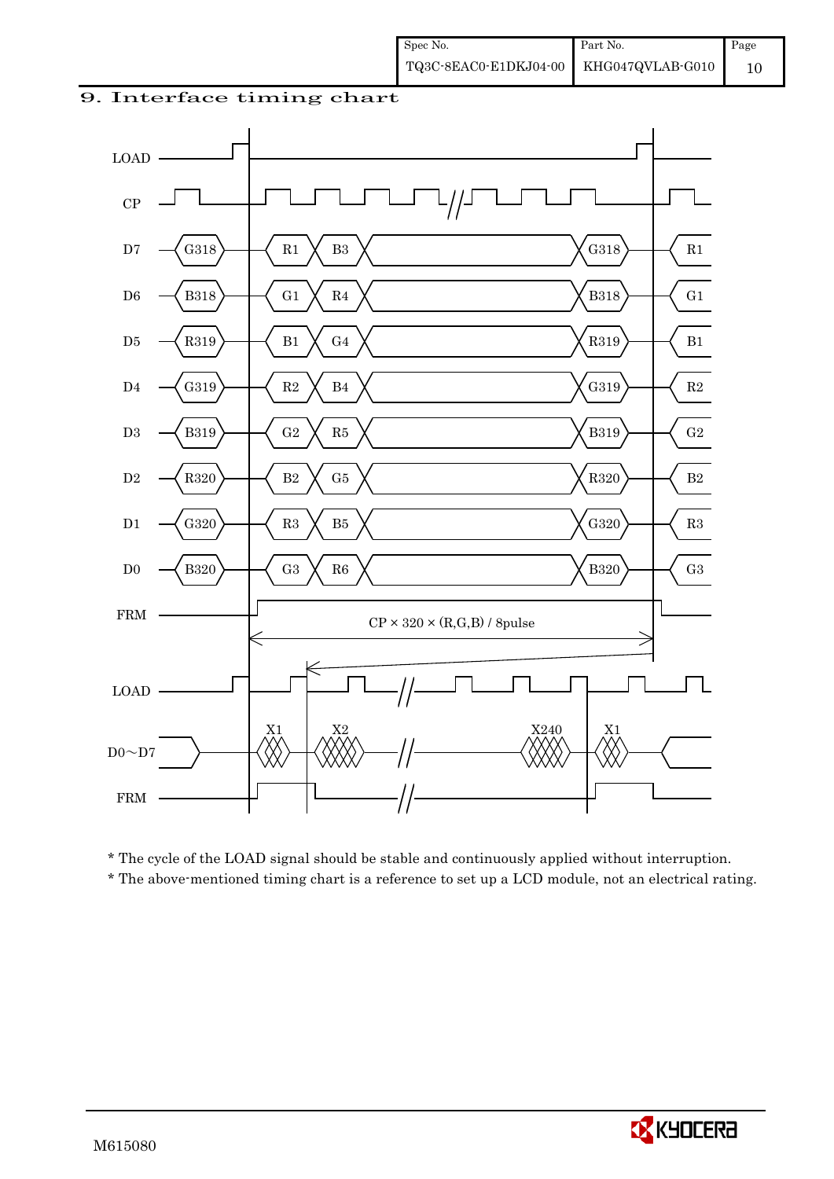# 9. Interface timing chart

LOAD

CP

| Signal | | | | | | |
|---|---|---|---|---|---|---|
| D7 | G318 | R1 | B3 | | G318 | R1 |
| D6 | B318 | G1 | R4 | | B318 | G1 |
| D5 | R319 | B1 | G4 | | R319 | B1 |
| D4 | G319 | R2 | B4 | | G319 | R2 |
| D3 | B319 | G2 | R5 | | B319 | G2 |
| D2 | R320 | B2 | G5 | | R320 | B2 |
| D1 | G320 | R3 | B5 | | G320 | R3 |
| D0 | B320 | G3 | R6 | | B320 | G3 |

FRM

CP × 320 × (R,G,B) / 8pulse

LOAD

D0～D7: X1, X2, X240, X1

FRM

\* The cycle of the LOAD signal should be stable and continuously applied without interruption.

\* The above-mentioned timing chart is a reference to set up a LCD module, not an electrical rating.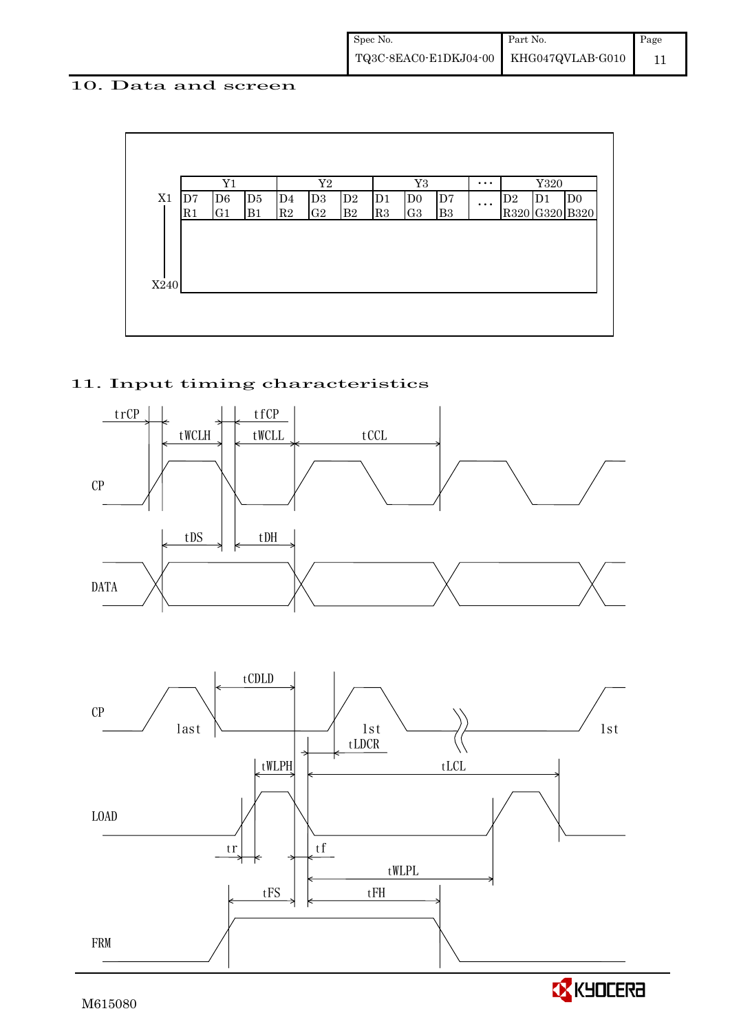## 10. Data and screen

| | Y1 | | | Y2 | | | Y3 | | | ··· | Y320 | | |
|---|---|---|---|---|---|---|---|---|---|---|---|---|---|
| X1 | D7<br>R1 | D6<br>G1 | D5<br>B1 | D4<br>R2 | D3<br>G2 | D2<br>B2 | D1<br>R3 | D0<br>G3 | D7<br>B3 | ··· | D2<br>R320 | D1<br>G320 | D0<br>B320 |
| X240 | | | | | | | | | | | | | |

## 11. Input timing characteristics

trCP, tfCP, tWCLH, tWCLL, tCCL

CP

tDS, tDH

DATA

CP: last, 1st, 1st

tCDLD, tLDCR, tWLPH, tLCL

LOAD

tr, tf, tWLPL, tFS, tFH

FRM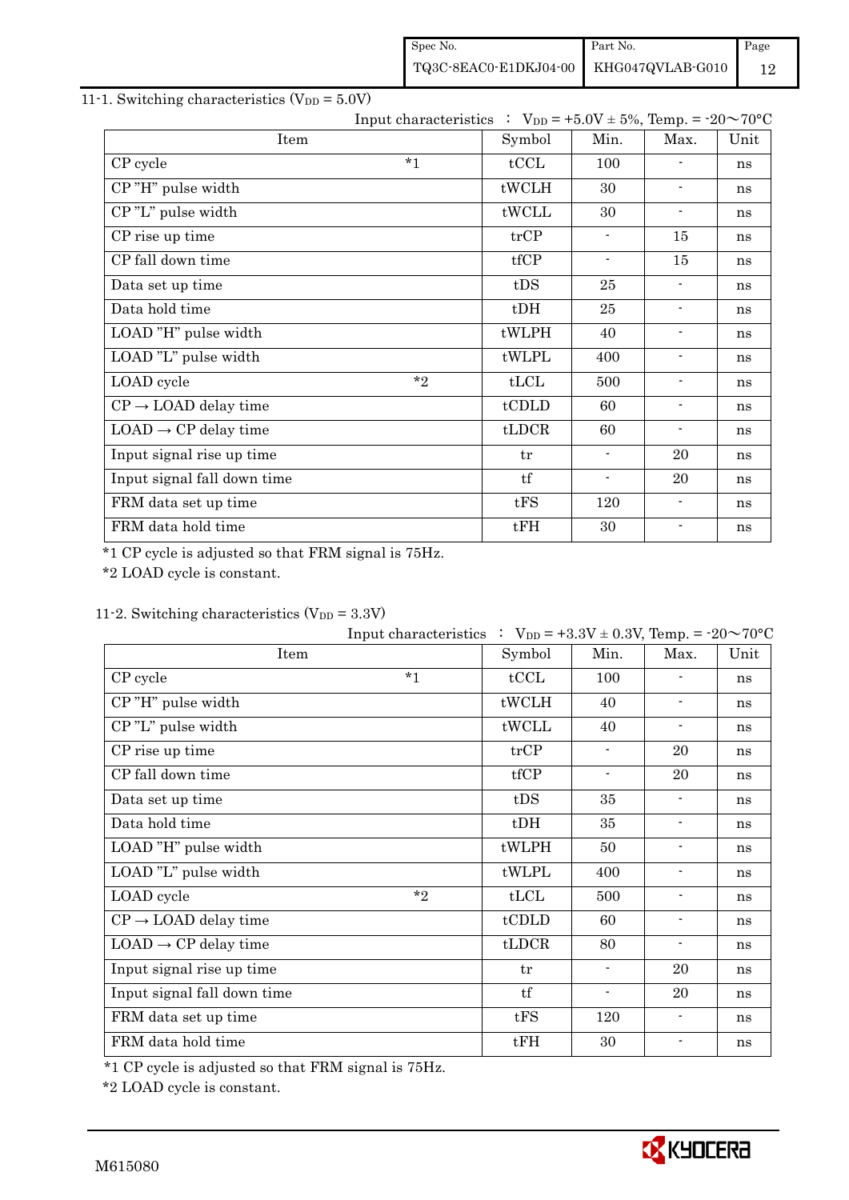## 11-1. Switching characteristics ($V_{DD}$ = 5.0V)

Input characteristics ： $V_{DD}$ = +5.0V ± 5%, Temp. = -20～70°C

| Item | | Symbol | Min. | Max. | Unit |
|---|---|---|---|---|---|
| CP cycle | *1 | tCCL | 100 | - | ns |
| CP "H" pulse width | | tWCLH | 30 | - | ns |
| CP "L" pulse width | | tWCLL | 30 | - | ns |
| CP rise up time | | trCP | - | 15 | ns |
| CP fall down time | | tfCP | - | 15 | ns |
| Data set up time | | tDS | 25 | - | ns |
| Data hold time | | tDH | 25 | - | ns |
| LOAD "H" pulse width | | tWLPH | 40 | - | ns |
| LOAD "L" pulse width | | tWLPL | 400 | - | ns |
| LOAD cycle | *2 | tLCL | 500 | - | ns |
| CP → LOAD delay time | | tCDLD | 60 | - | ns |
| LOAD → CP delay time | | tLDCR | 60 | - | ns |
| Input signal rise up time | | tr | - | 20 | ns |
| Input signal fall down time | | tf | - | 20 | ns |
| FRM data set up time | | tFS | 120 | - | ns |
| FRM data hold time | | tFH | 30 | - | ns |

*1 CP cycle is adjusted so that FRM signal is 75Hz.

*2 LOAD cycle is constant.

## 11-2. Switching characteristics ($V_{DD}$ = 3.3V)

Input characteristics ： $V_{DD}$ = +3.3V ± 0.3V, Temp. = -20～70°C

| Item | | Symbol | Min. | Max. | Unit |
|---|---|---|---|---|---|
| CP cycle | *1 | tCCL | 100 | - | ns |
| CP "H" pulse width | | tWCLH | 40 | - | ns |
| CP "L" pulse width | | tWCLL | 40 | - | ns |
| CP rise up time | | trCP | - | 20 | ns |
| CP fall down time | | tfCP | - | 20 | ns |
| Data set up time | | tDS | 35 | - | ns |
| Data hold time | | tDH | 35 | - | ns |
| LOAD "H" pulse width | | tWLPH | 50 | - | ns |
| LOAD "L" pulse width | | tWLPL | 400 | - | ns |
| LOAD cycle | *2 | tLCL | 500 | - | ns |
| CP → LOAD delay time | | tCDLD | 60 | - | ns |
| LOAD → CP delay time | | tLDCR | 80 | - | ns |
| Input signal rise up time | | tr | - | 20 | ns |
| Input signal fall down time | | tf | - | 20 | ns |
| FRM data set up time | | tFS | 120 | - | ns |
| FRM data hold time | | tFH | 30 | - | ns |

*1 CP cycle is adjusted so that FRM signal is 75Hz.

*2 LOAD cycle is constant.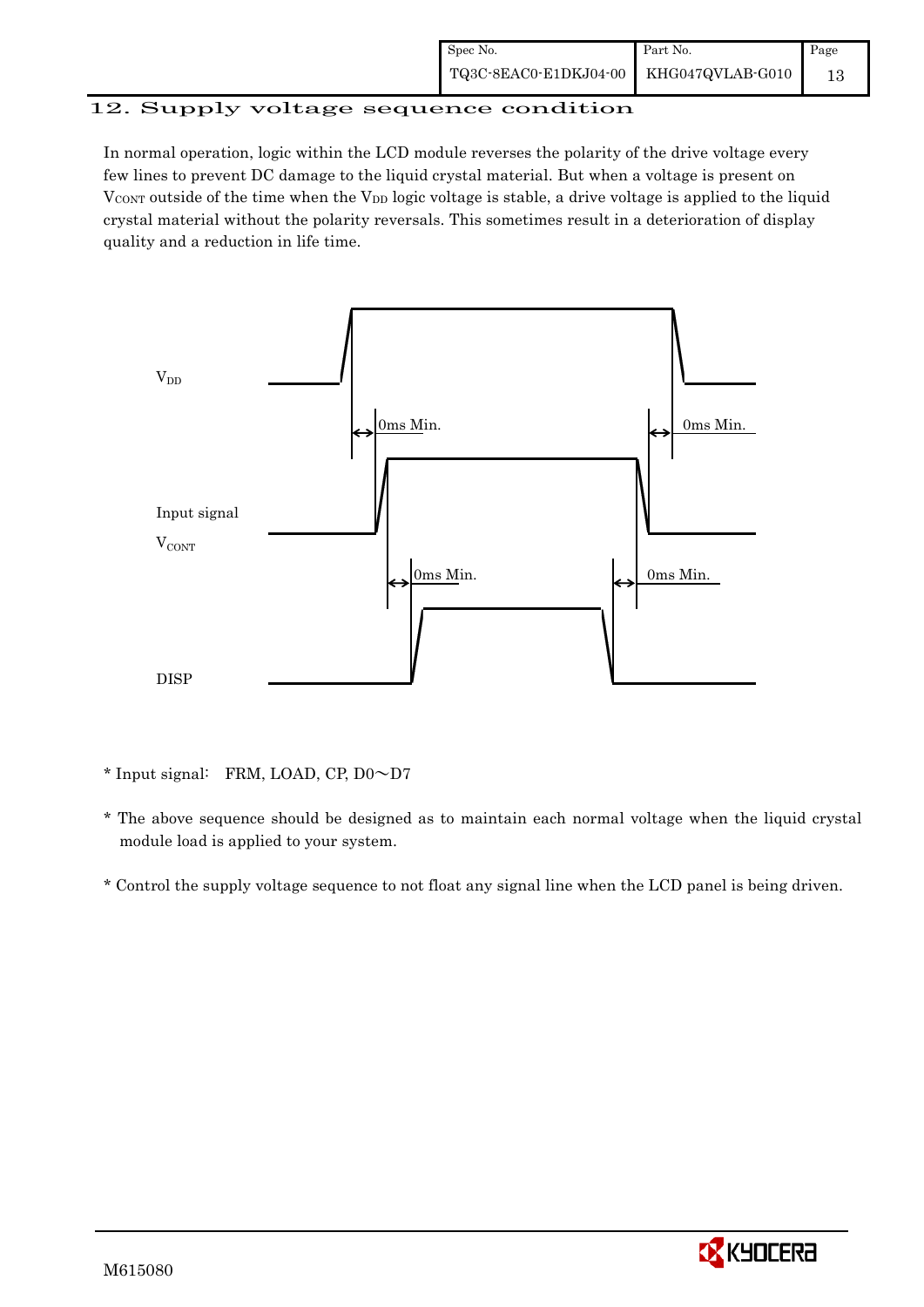## 12. Supply voltage sequence condition

In normal operation, logic within the LCD module reverses the polarity of the drive voltage every few lines to prevent DC damage to the liquid crystal material. But when a voltage is present on $V_{CONT}$ outside of the time when the $V_{DD}$ logic voltage is stable, a drive voltage is applied to the liquid crystal material without the polarity reversals. This sometimes result in a deterioration of display quality and a reduction in life time.

$V_{DD}$

0ms Min. 0ms Min.

Input signal

$V_{CONT}$

0ms Min. 0ms Min.

DISP

* Input signal:　FRM, LOAD, CP, D0～D7

* The above sequence should be designed as to maintain each normal voltage when the liquid crystal module load is applied to your system.

* Control the supply voltage sequence to not float any signal line when the LCD panel is being driven.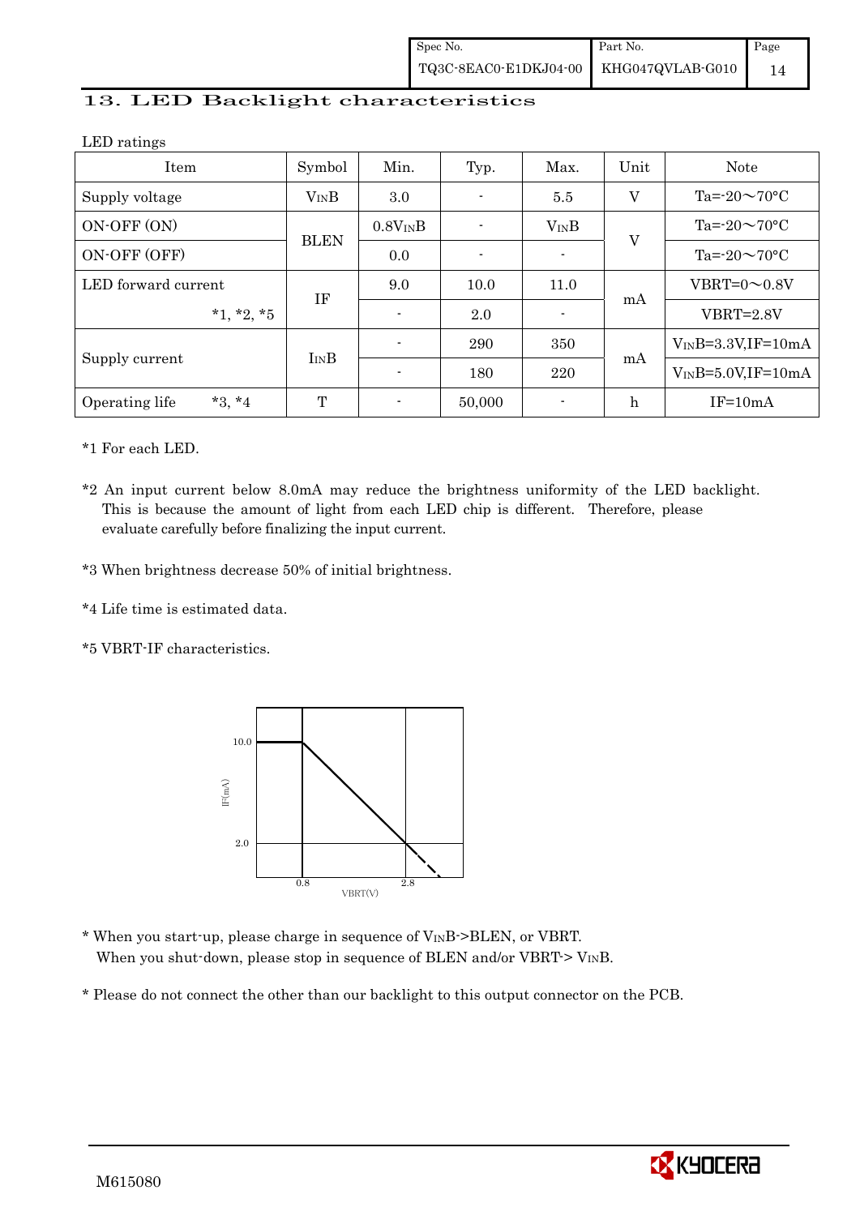## 13. LED Backlight characteristics

LED ratings

| Item | Symbol | Min. | Typ. | Max. | Unit | Note |
|---|---|---|---|---|---|---|
| Supply voltage | $V_{IN}B$ | 3.0 | - | 5.5 | V | Ta=-20～70°C |
| ON-OFF (ON) | BLEN | $0.8V_{IN}B$ | - | $V_{IN}B$ | V | Ta=-20～70°C |
| ON-OFF (OFF) | | 0.0 | - | - | | Ta=-20～70°C |
| LED forward current *1, *2, *5 | IF | 9.0 | 10.0 | 11.0 | mA | VBRT=0～0.8V |
| | | - | 2.0 | - | | VBRT=2.8V |
| Supply current | $I_{IN}B$ | - | 290 | 350 | mA | $V_{IN}B$=3.3V,IF=10mA |
| | | - | 180 | 220 | | $V_{IN}B$=5.0V,IF=10mA |
| Operating life *3, *4 | T | - | 50,000 | - | h | IF=10mA |

*1 For each LED.

*2 An input current below 8.0mA may reduce the brightness uniformity of the LED backlight. This is because the amount of light from each LED chip is different. Therefore, please evaluate carefully before finalizing the input current.

*3 When brightness decrease 50% of initial brightness.

*4 Life time is estimated data.

*5 VBRT-IF characteristics.

* When you start-up, please charge in sequence of $V_{IN}B$->BLEN, or VBRT.
  When you shut-down, please stop in sequence of BLEN and/or VBRT-> $V_{IN}B$.

* Please do not connect the other than our backlight to this output connector on the PCB.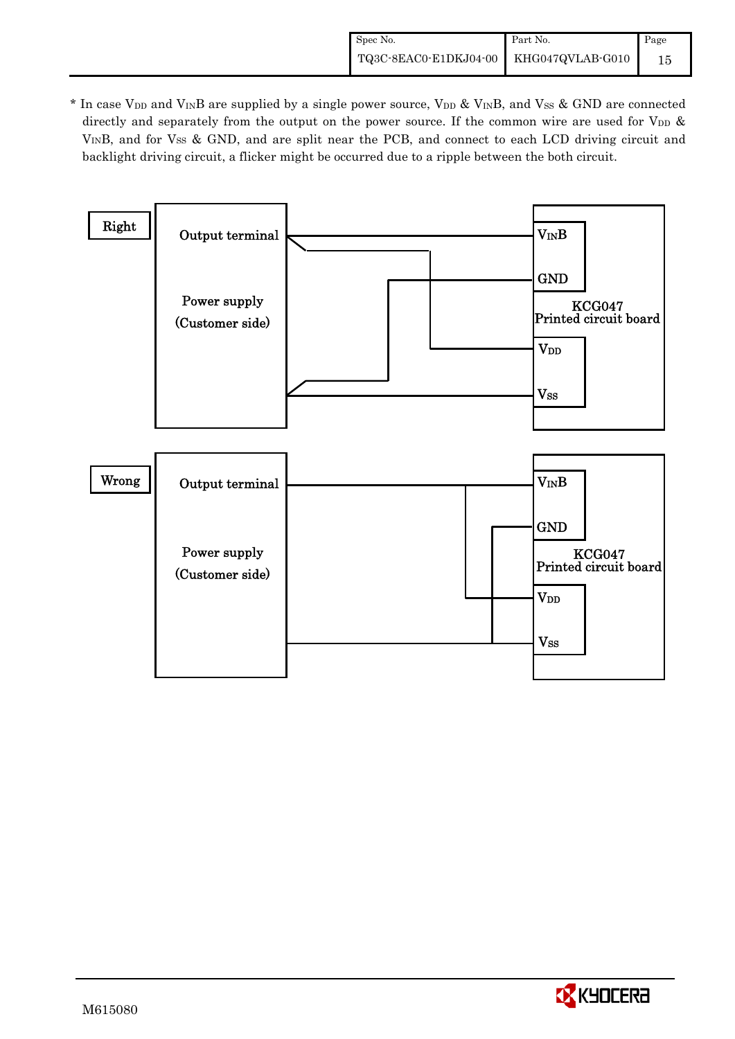\* In case $V_{DD}$ and $V_{IN}B$ are supplied by a single power source, $V_{DD}$ & $V_{IN}B$, and $V_{SS}$ & GND are connected directly and separately from the output on the power source. If the common wire are used for $V_{DD}$ & $V_{IN}B$, and for $V_{SS}$ & GND, and are split near the PCB, and connect to each LCD driving circuit and backlight driving circuit, a flicker might be occurred due to a ripple between the both circuit.

**Right**

Output terminal

Power supply (Customer side)

$V_{IN}B$

GND

KCG047 Printed circuit board

$V_{DD}$

$V_{SS}$

**Wrong**

Output terminal

Power supply (Customer side)

$V_{IN}B$

GND

KCG047 Printed circuit board

$V_{DD}$

$V_{SS}$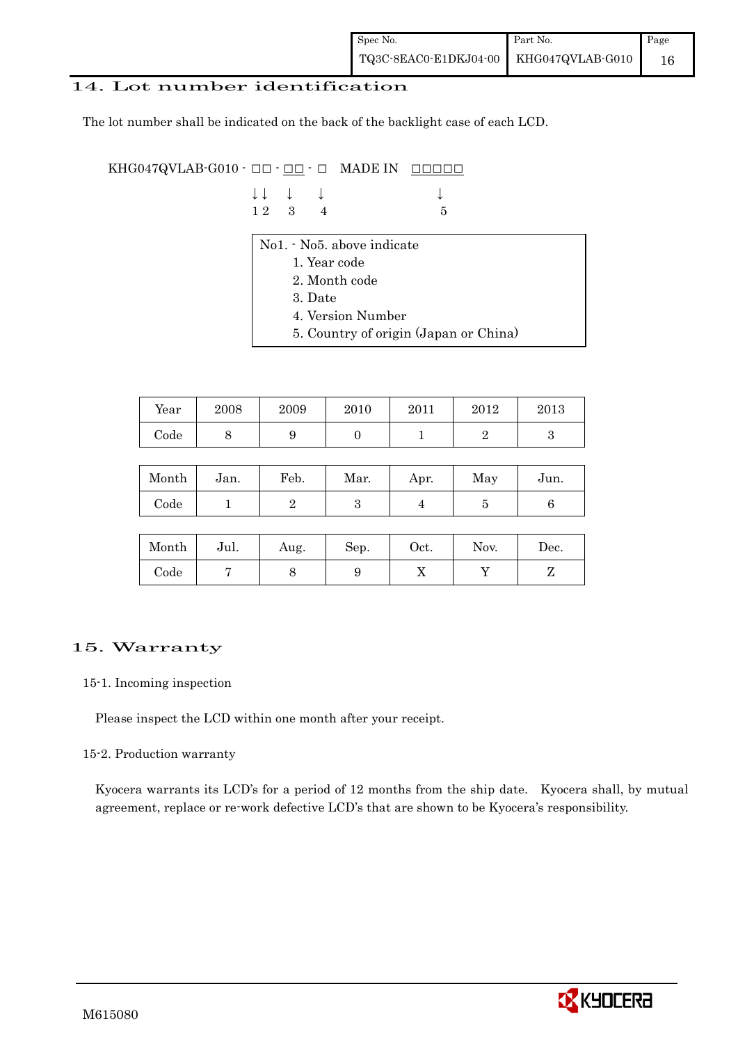## 14. Lot number identification

The lot number shall be indicated on the back of the backlight case of each LCD.

```
KHG047QVLAB-G010 - □□ - □□ - □  MADE IN  □□□□□
                   ↓↓   ↓    ↓             ↓
                   1 2  3    4             5
```

No1. - No5. above indicate

1. Year code
2. Month code
3. Date
4. Version Number
5. Country of origin (Japan or China)

| Year | 2008 | 2009 | 2010 | 2011 | 2012 | 2013 |
|---|---|---|---|---|---|---|
| Code | 8 | 9 | 0 | 1 | 2 | 3 |

| Month | Jan. | Feb. | Mar. | Apr. | May | Jun. |
|---|---|---|---|---|---|---|
| Code | 1 | 2 | 3 | 4 | 5 | 6 |

| Month | Jul. | Aug. | Sep. | Oct. | Nov. | Dec. |
|---|---|---|---|---|---|---|
| Code | 7 | 8 | 9 | X | Y | Z |

## 15. Warranty

### 15-1. Incoming inspection

Please inspect the LCD within one month after your receipt.

### 15-2. Production warranty

Kyocera warrants its LCD's for a period of 12 months from the ship date. Kyocera shall, by mutual agreement, replace or re-work defective LCD's that are shown to be Kyocera's responsibility.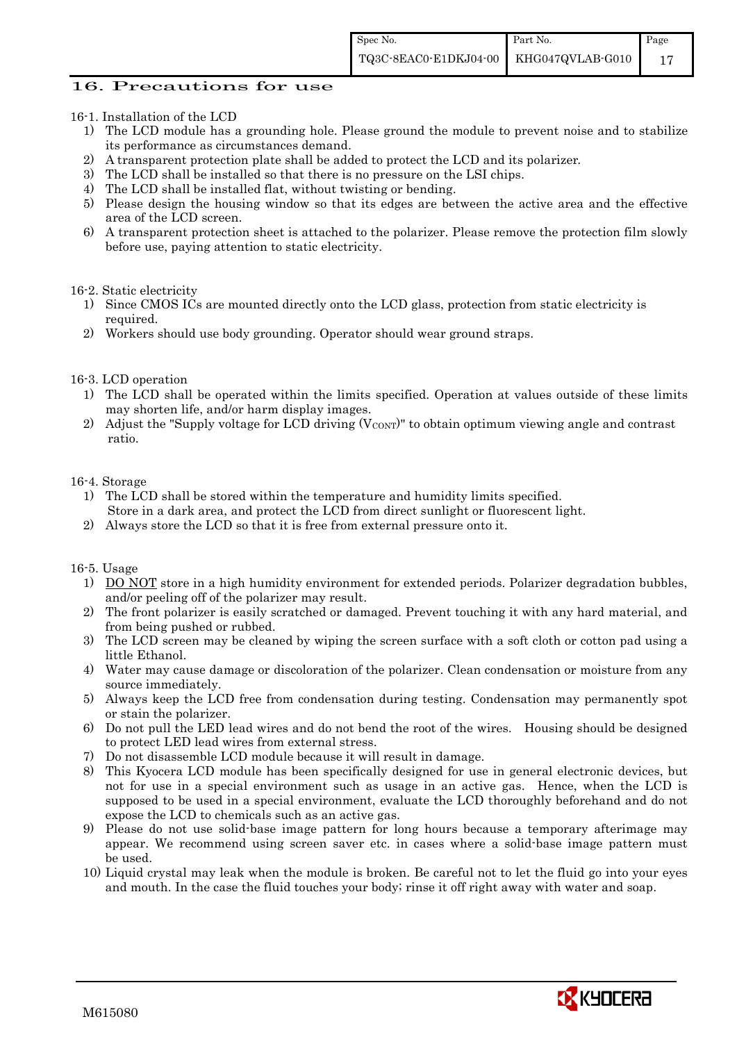## 16. Precautions for use

16-1. Installation of the LCD

1) The LCD module has a grounding hole. Please ground the module to prevent noise and to stabilize its performance as circumstances demand.
2) A transparent protection plate shall be added to protect the LCD and its polarizer.
3) The LCD shall be installed so that there is no pressure on the LSI chips.
4) The LCD shall be installed flat, without twisting or bending.
5) Please design the housing window so that its edges are between the active area and the effective area of the LCD screen.
6) A transparent protection sheet is attached to the polarizer. Please remove the protection film slowly before use, paying attention to static electricity.

16-2. Static electricity

1) Since CMOS ICs are mounted directly onto the LCD glass, protection from static electricity is required.
2) Workers should use body grounding. Operator should wear ground straps.

16-3. LCD operation

1) The LCD shall be operated within the limits specified. Operation at values outside of these limits may shorten life, and/or harm display images.
2) Adjust the "Supply voltage for LCD driving ($V_{CONT}$)" to obtain optimum viewing angle and contrast ratio.

16-4. Storage

1) The LCD shall be stored within the temperature and humidity limits specified. Store in a dark area, and protect the LCD from direct sunlight or fluorescent light.
2) Always store the LCD so that it is free from external pressure onto it.

16-5. Usage

1) DO NOT store in a high humidity environment for extended periods. Polarizer degradation bubbles, and/or peeling off of the polarizer may result.
2) The front polarizer is easily scratched or damaged. Prevent touching it with any hard material, and from being pushed or rubbed.
3) The LCD screen may be cleaned by wiping the screen surface with a soft cloth or cotton pad using a little Ethanol.
4) Water may cause damage or discoloration of the polarizer. Clean condensation or moisture from any source immediately.
5) Always keep the LCD free from condensation during testing. Condensation may permanently spot or stain the polarizer.
6) Do not pull the LED lead wires and do not bend the root of the wires. Housing should be designed to protect LED lead wires from external stress.
7) Do not disassemble LCD module because it will result in damage.
8) This Kyocera LCD module has been specifically designed for use in general electronic devices, but not for use in a special environment such as usage in an active gas. Hence, when the LCD is supposed to be used in a special environment, evaluate the LCD thoroughly beforehand and do not expose the LCD to chemicals such as an active gas.
9) Please do not use solid-base image pattern for long hours because a temporary afterimage may appear. We recommend using screen saver etc. in cases where a solid-base image pattern must be used.
10) Liquid crystal may leak when the module is broken. Be careful not to let the fluid go into your eyes and mouth. In the case the fluid touches your body; rinse it off right away with water and soap.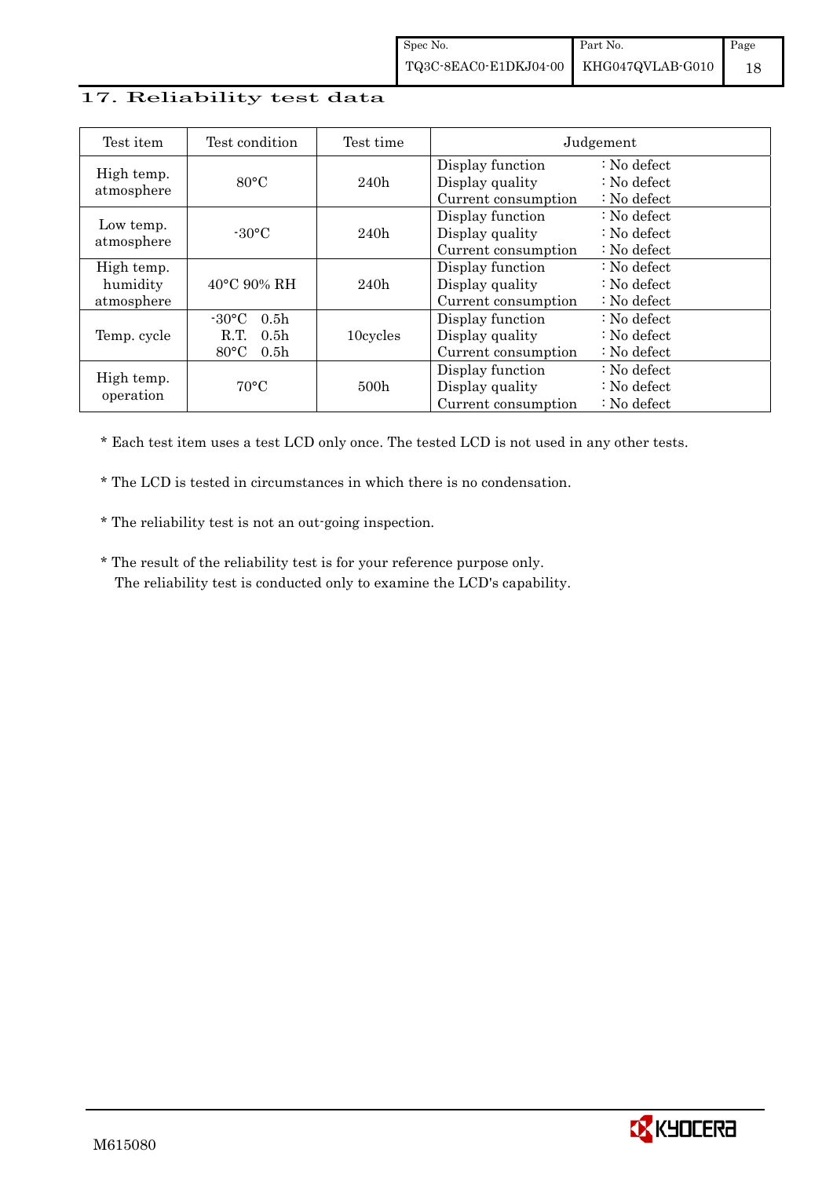## 17. Reliability test data

| Test item | Test condition | Test time | Judgement |
|---|---|---|---|
| High temp. atmosphere | 80°C | 240h | Display function : No defect<br>Display quality : No defect<br>Current consumption : No defect |
| Low temp. atmosphere | -30°C | 240h | Display function : No defect<br>Display quality : No defect<br>Current consumption : No defect |
| High temp. humidity atmosphere | 40°C 90% RH | 240h | Display function : No defect<br>Display quality : No defect<br>Current consumption : No defect |
| Temp. cycle | -30°C 0.5h<br>R.T. 0.5h<br>80°C 0.5h | 10cycles | Display function : No defect<br>Display quality : No defect<br>Current consumption : No defect |
| High temp. operation | 70°C | 500h | Display function : No defect<br>Display quality : No defect<br>Current consumption : No defect |

* Each test item uses a test LCD only once. The tested LCD is not used in any other tests.

* The LCD is tested in circumstances in which there is no condensation.

* The reliability test is not an out-going inspection.

* The result of the reliability test is for your reference purpose only.
  The reliability test is conducted only to examine the LCD's capability.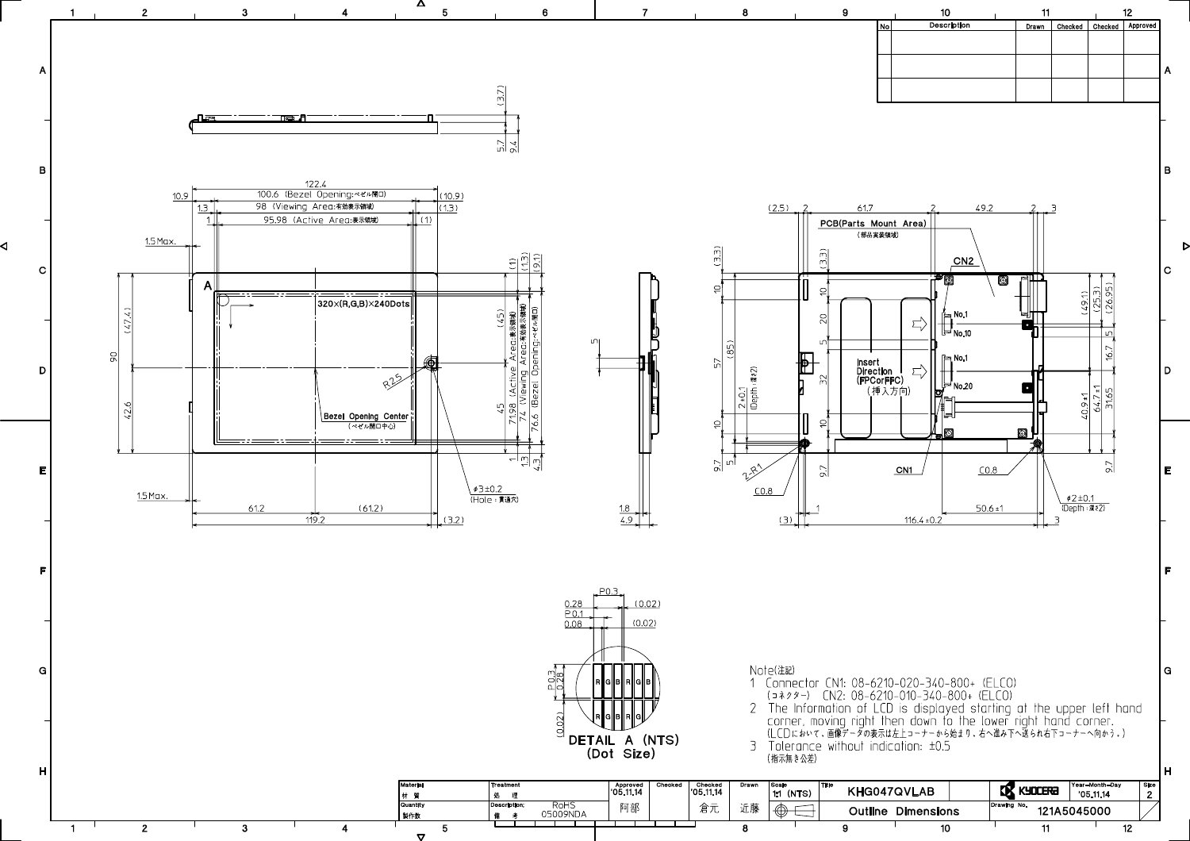| No | Description | Drawn | Checked | Checked | Approved |
|---|---|---|---|---|---|
| | | | | | |
| | | | | | |

320×(R,G,B)×240Dots

Bezel Opening Center (ベゼル開口中心)

122.4
100.6 (Bezel Opening:ベゼル開口)
98 (Viewing Area:有効表示領域)
95.98 (Active Area:表示領域)

71.98 (Active Area:表示領域)
74 (Viewing Area:有効表示領域)
76.6 (Bezel Opening:ベゼル開口)

φ3±0.2 (Hole:貫通穴)

PCB(Parts Mount Area) (部品実装領域)

CN1
CN2

Insert Direction (FPCorFFC) (挿入方向)

φ2±0.1 (Depth:深さ2)

2±0.1 (Depth:深さ2)

116.4±0.2

DETAIL A (NTS) (Dot Size)

Note(注記)

1 Connector CN1: 08-6210-020-340-800+ (ELCO)
(コネクター) CN2: 08-6210-010-340-800+ (ELCO)

2 The Information of LCD is displayed starting at the upper left hand corner, moving right then down to the lower right hand corner.
(LCDにおいて、画像データの表示は左上コーナーから始まり、右へ進み下へ送られ右下コーナーへ向かう。)

3 Tolerance without indication: ±0.5
(指示無き公差)

| Material 材質 | Treatment 処理 | Approved '05.11.14 | Checked | Checked '05.11.14 | Drawn | Scale 1:1 (NTS) | Title KHG047QVLAB | KYOCERA | Year-Month-Day '05.11.14 | Size 2 |
|---|---|---|---|---|---|---|---|---|---|---|
| Quantity 製作数 | Description; 備考 RoHS 05009NDA | 阿部 | | 倉元 | 近藤 | | Outline Dimensions | Drawing No. 121A5045000 | | |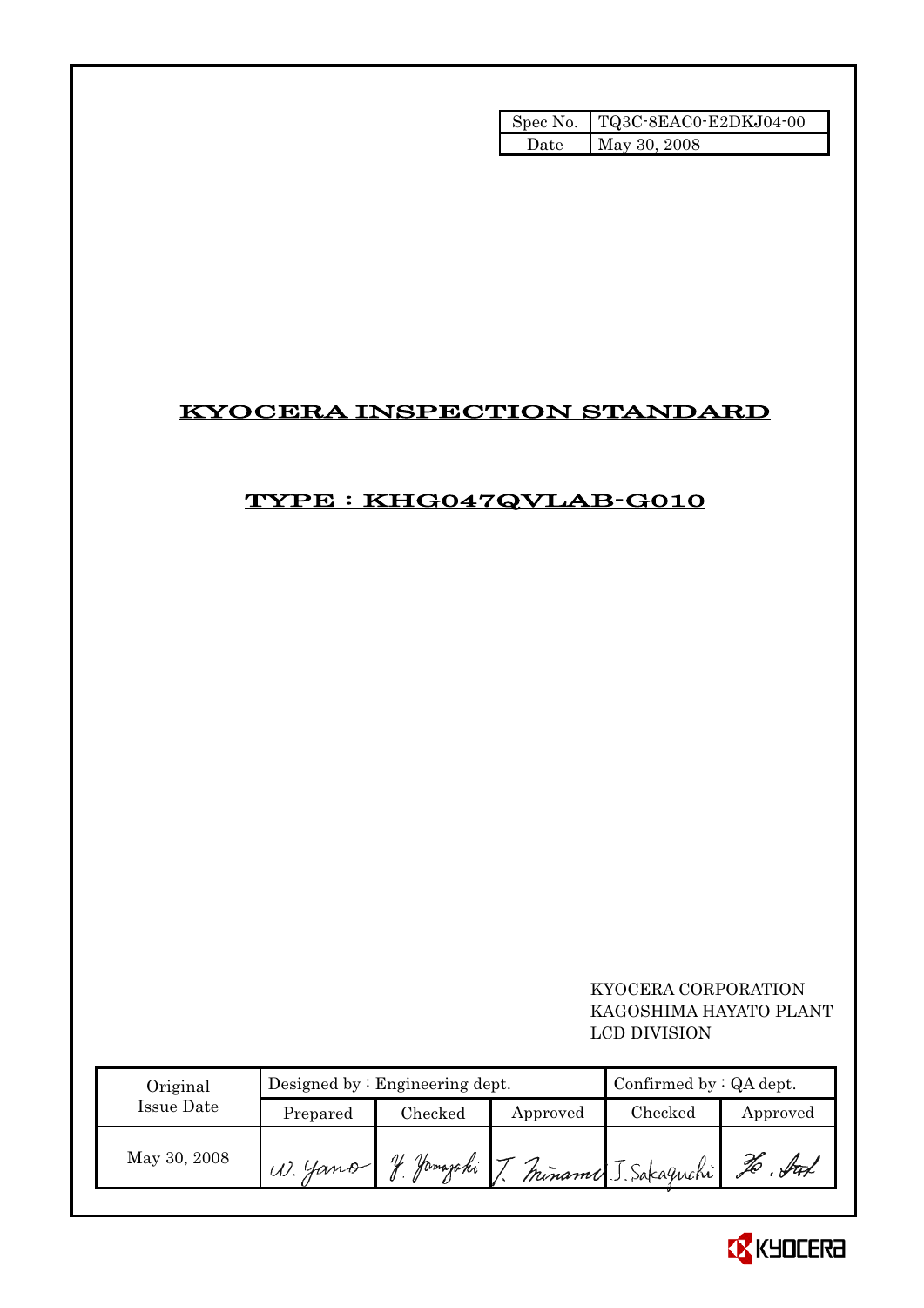| Spec No. | TQ3C-8EAC0-E2DKJ04-00 |
|---|---|
| Date | May 30, 2008 |

# KYOCERA INSPECTION STANDARD

## TYPE : KHG047QVLAB-G010

KYOCERA CORPORATION
KAGOSHIMA HAYATO PLANT
LCD DIVISION

| Original Issue Date | Designed by : Engineering dept. | | | Confirmed by : QA dept. | |
|---|---|---|---|---|---|
| | Prepared | Checked | Approved | Checked | Approved |
| May 30, 2008 | W. Yano | Y. Yamazaki | T. Minami | J. Sakaguchi | |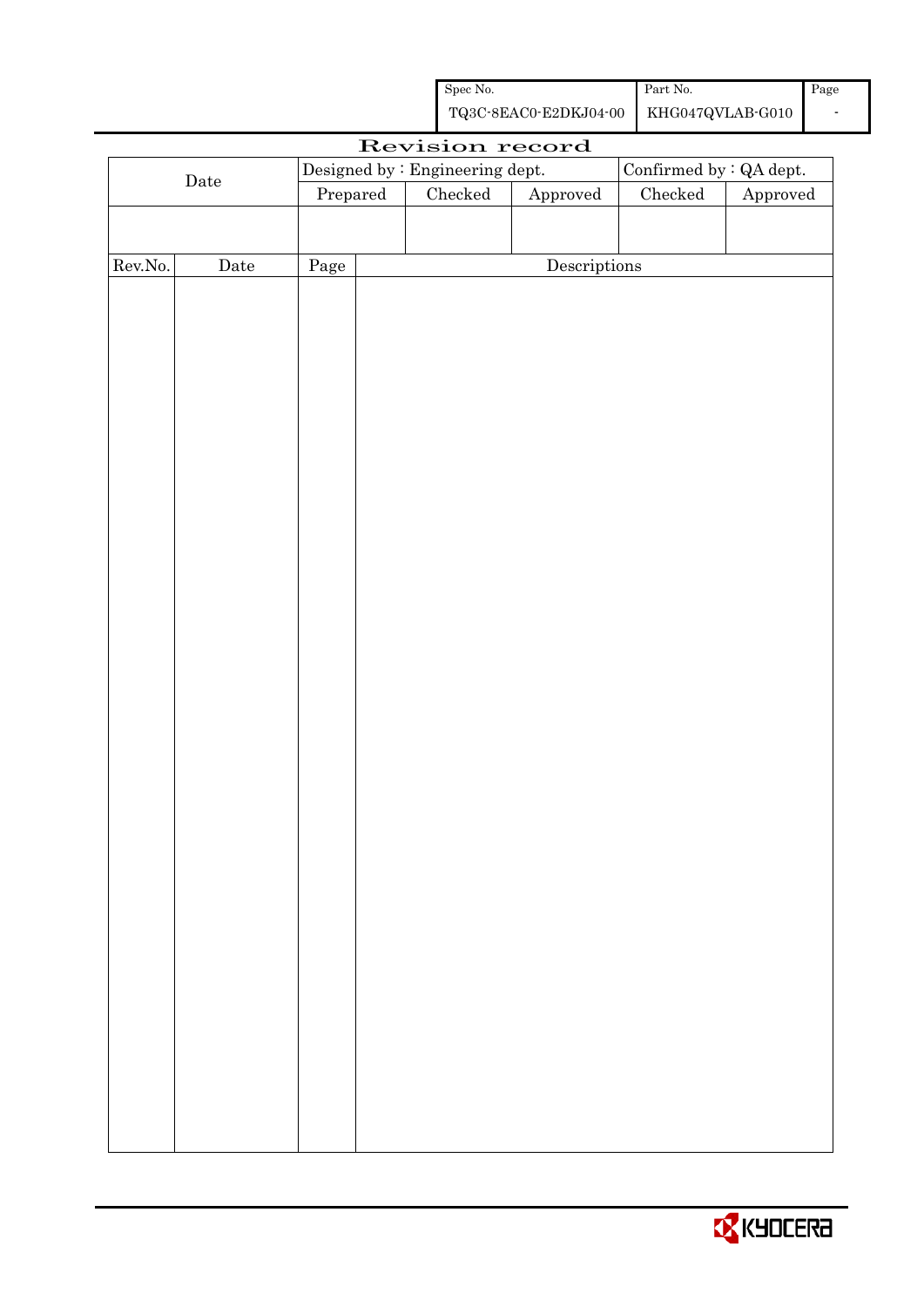| Spec No. | Part No. | Page |
|---|---|---|
| TQ3C-8EAC0-E2DKJ04-00 | KHG047QVLAB-G010 | - |

# Revision record

| Date | Designed by : Engineering dept. | | | Confirmed by : QA dept. | |
|---|---|---|---|---|---|
| | Prepared | Checked | Approved | Checked | Approved |
| | | | | | |

| Rev.No. | Date | Page | Descriptions |
|---|---|---|---|
| | | | |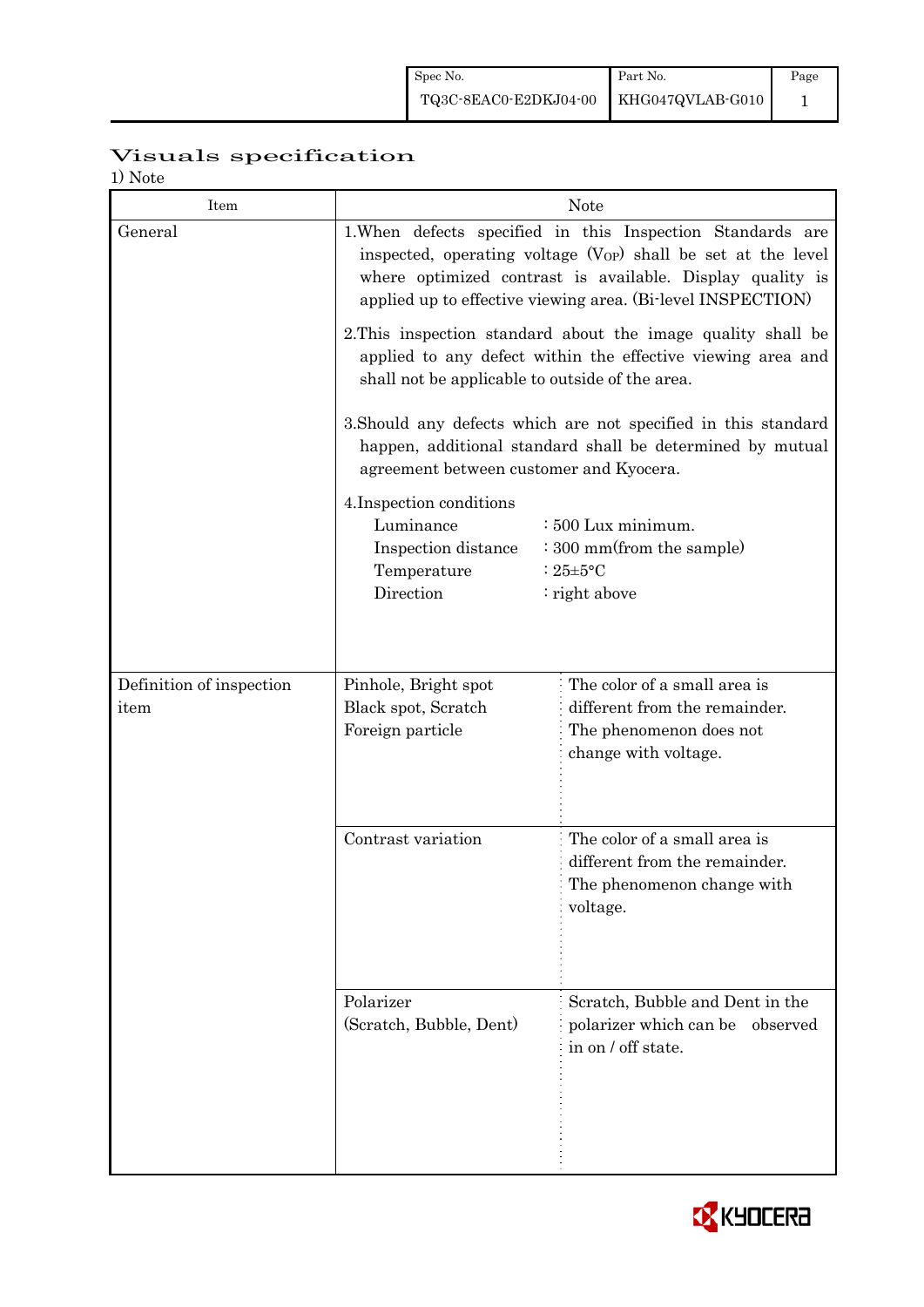# Visuals specification

1) Note

| Item | Note | |
|---|---|---|
| General | 1.When defects specified in this Inspection Standards are inspected, operating voltage ($V_{OP}$) shall be set at the level where optimized contrast is available. Display quality is applied up to effective viewing area. (Bi-level INSPECTION)<br><br>2.This inspection standard about the image quality shall be applied to any defect within the effective viewing area and shall not be applicable to outside of the area.<br><br>3.Should any defects which are not specified in this standard happen, additional standard shall be determined by mutual agreement between customer and Kyocera.<br><br>4.Inspection conditions<br>Luminance : 500 Lux minimum.<br>Inspection distance : 300 mm(from the sample)<br>Temperature : 25±5°C<br>Direction : right above | |
| Definition of inspection item | Pinhole, Bright spot<br>Black spot, Scratch<br>Foreign particle | The color of a small area is different from the remainder. The phenomenon does not change with voltage. |
| | Contrast variation | The color of a small area is different from the remainder. The phenomenon change with voltage. |
| | Polarizer<br>(Scratch, Bubble, Dent) | Scratch, Bubble and Dent in the polarizer which can be observed in on / off state. |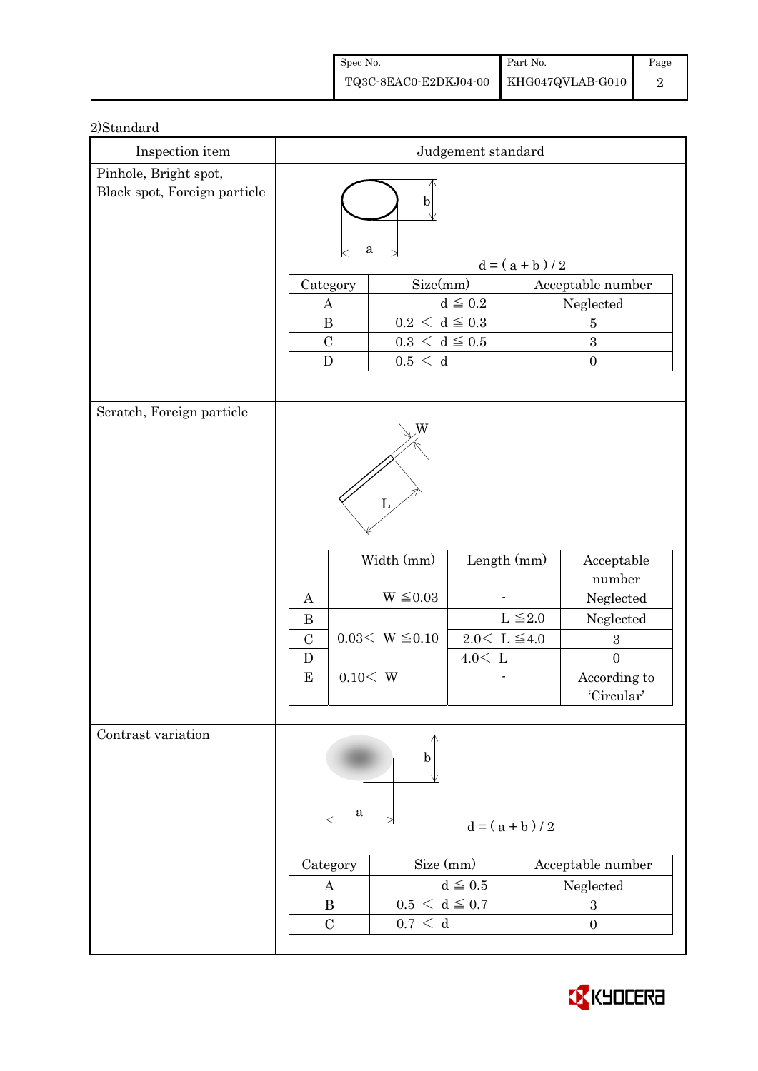2)Standard

| Inspection item | Judgement standard |
|---|---|
| Pinhole, Bright spot, Black spot, Foreign particle | $d = (a + b) / 2$ |

| Category | Size(mm) | Acceptable number |
|---|---|---|
| A | $d \leqq 0.2$ | Neglected |
| B | $0.2 < d \leqq 0.3$ | 5 |
| C | $0.3 < d \leqq 0.5$ | 3 |
| D | $0.5 < d$ | 0 |

**Scratch, Foreign particle**

|  | Width (mm) | Length (mm) | Acceptable number |
|---|---|---|---|
| A | $W \leqq 0.03$ | - | Neglected |
| B | $0.03 < W \leqq 0.10$ | $L \leqq 2.0$ | Neglected |
| C |  | $2.0 < L \leqq 4.0$ | 3 |
| D |  | $4.0 < L$ | 0 |
| E | $0.10 < W$ | - | According to 'Circular' |

**Contrast variation**

$d = (a + b) / 2$

| Category | Size (mm) | Acceptable number |
|---|---|---|
| A | $d \leqq 0.5$ | Neglected |
| B | $0.5 < d \leqq 0.7$ | 3 |
| C | $0.7 < d$ | 0 |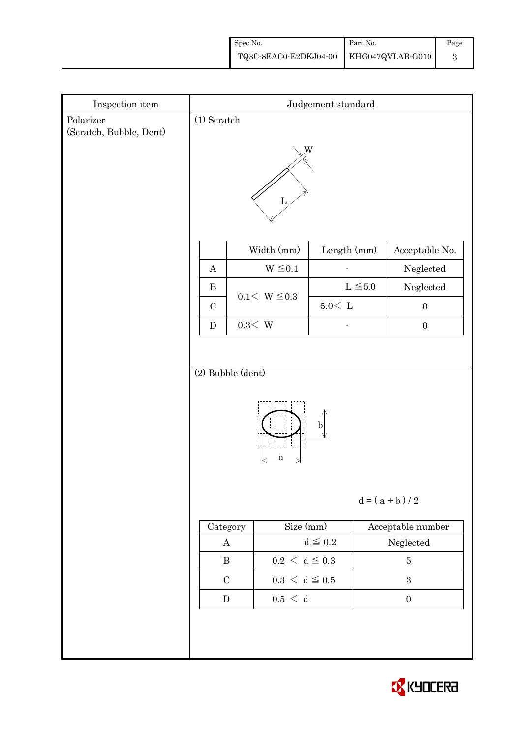| Inspection item | Judgement standard |
|---|---|
| Polarizer (Scratch, Bubble, Dent) | (1) Scratch |

W

L

| | Width (mm) | Length (mm) | Acceptable No. |
|---|---|---|---|
| A | W ≦0.1 | - | Neglected |
| B | 0.1< W ≦0.3 | L ≦5.0 | Neglected |
| C | | 5.0< L | 0 |
| D | 0.3< W | - | 0 |

(2) Bubble (dent)

b

a

d = ( a + b ) / 2

| Category | Size (mm) | Acceptable number |
|---|---|---|
| A | d ≦ 0.2 | Neglected |
| B | 0.2 < d ≦ 0.3 | 5 |
| C | 0.3 < d ≦ 0.5 | 3 |
| D | 0.5 < d | 0 |